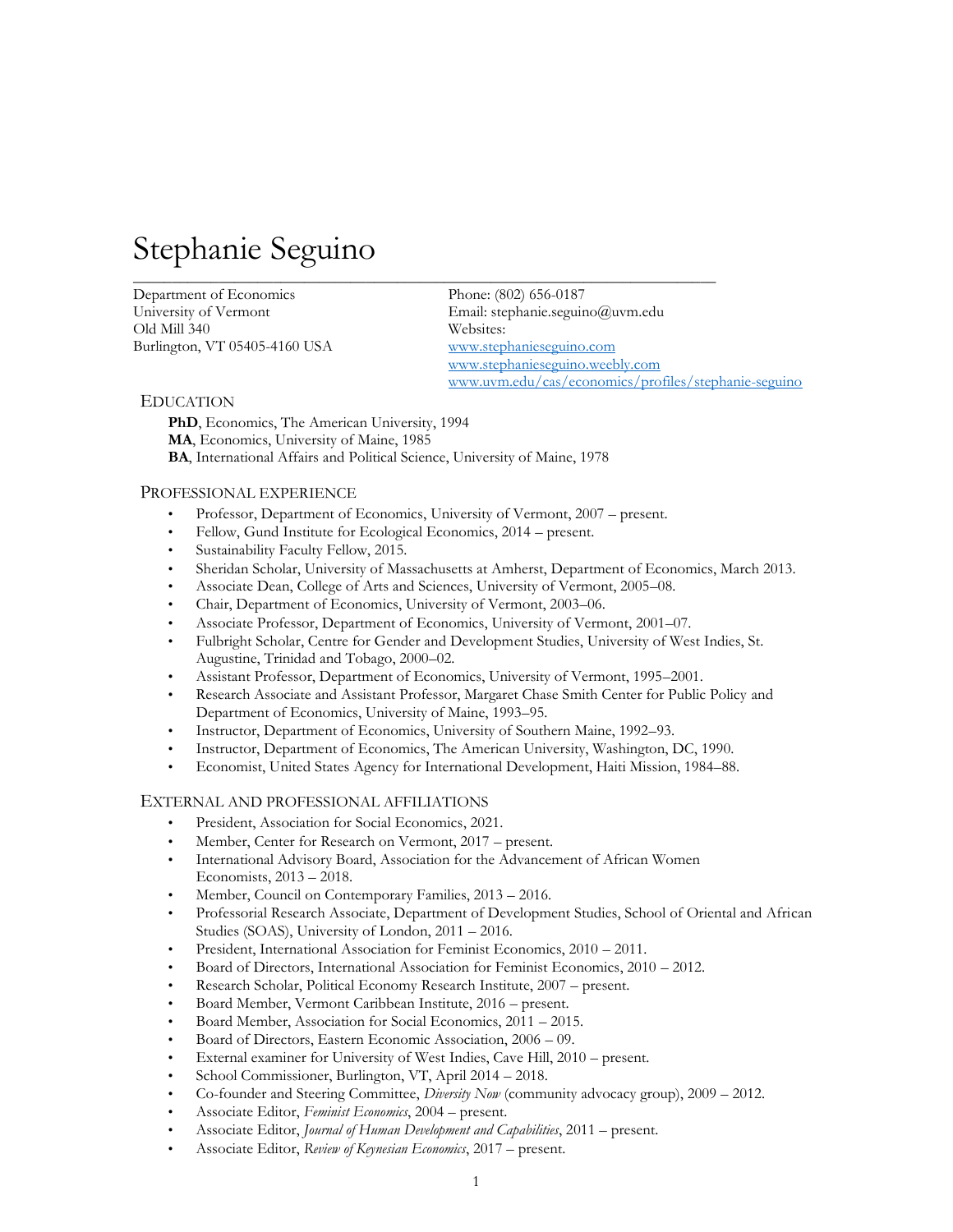# Stephanie Seguino

Department of Economics
University of Vermont
Old Mill 340
Burlington, VT 05405-4160 USA

Phone: (802) 656-0187
Email: stephanie.seguino@uvm.edu
Websites:
www.stephanieseguino.com
www.stephanieseguino.weebly.com
www.uvm.edu/cas/economics/profiles/stephanie-seguino

## EDUCATION

**PhD**, Economics, The American University, 1994
**MA**, Economics, University of Maine, 1985
**BA**, International Affairs and Political Science, University of Maine, 1978

## PROFESSIONAL EXPERIENCE

- Professor, Department of Economics, University of Vermont, 2007 – present.
- Fellow, Gund Institute for Ecological Economics, 2014 – present.
- Sustainability Faculty Fellow, 2015.
- Sheridan Scholar, University of Massachusetts at Amherst, Department of Economics, March 2013.
- Associate Dean, College of Arts and Sciences, University of Vermont, 2005–08.
- Chair, Department of Economics, University of Vermont, 2003–06.
- Associate Professor, Department of Economics, University of Vermont, 2001–07.
- Fulbright Scholar, Centre for Gender and Development Studies, University of West Indies, St. Augustine, Trinidad and Tobago, 2000–02.
- Assistant Professor, Department of Economics, University of Vermont, 1995–2001.
- Research Associate and Assistant Professor, Margaret Chase Smith Center for Public Policy and Department of Economics, University of Maine, 1993–95.
- Instructor, Department of Economics, University of Southern Maine, 1992–93.
- Instructor, Department of Economics, The American University, Washington, DC, 1990.
- Economist, United States Agency for International Development, Haiti Mission, 1984–88.

## EXTERNAL AND PROFESSIONAL AFFILIATIONS

- President, Association for Social Economics, 2021.
- Member, Center for Research on Vermont, 2017 – present.
- International Advisory Board, Association for the Advancement of African Women Economists, 2013 – 2018.
- Member, Council on Contemporary Families, 2013 – 2016.
- Professorial Research Associate, Department of Development Studies, School of Oriental and African Studies (SOAS), University of London, 2011 – 2016.
- President, International Association for Feminist Economics, 2010 – 2011.
- Board of Directors, International Association for Feminist Economics, 2010 – 2012.
- Research Scholar, Political Economy Research Institute, 2007 – present.
- Board Member, Vermont Caribbean Institute, 2016 – present.
- Board Member, Association for Social Economics, 2011 – 2015.
- Board of Directors, Eastern Economic Association, 2006 – 09.
- External examiner for University of West Indies, Cave Hill, 2010 – present.
- School Commissioner, Burlington, VT, April 2014 – 2018.
- Co-founder and Steering Committee, *Diversity Now* (community advocacy group), 2009 – 2012.
- Associate Editor, *Feminist Economics*, 2004 – present.
- Associate Editor, *Journal of Human Development and Capabilities*, 2011 – present.
- Associate Editor, *Review of Keynesian Economics*, 2017 – present.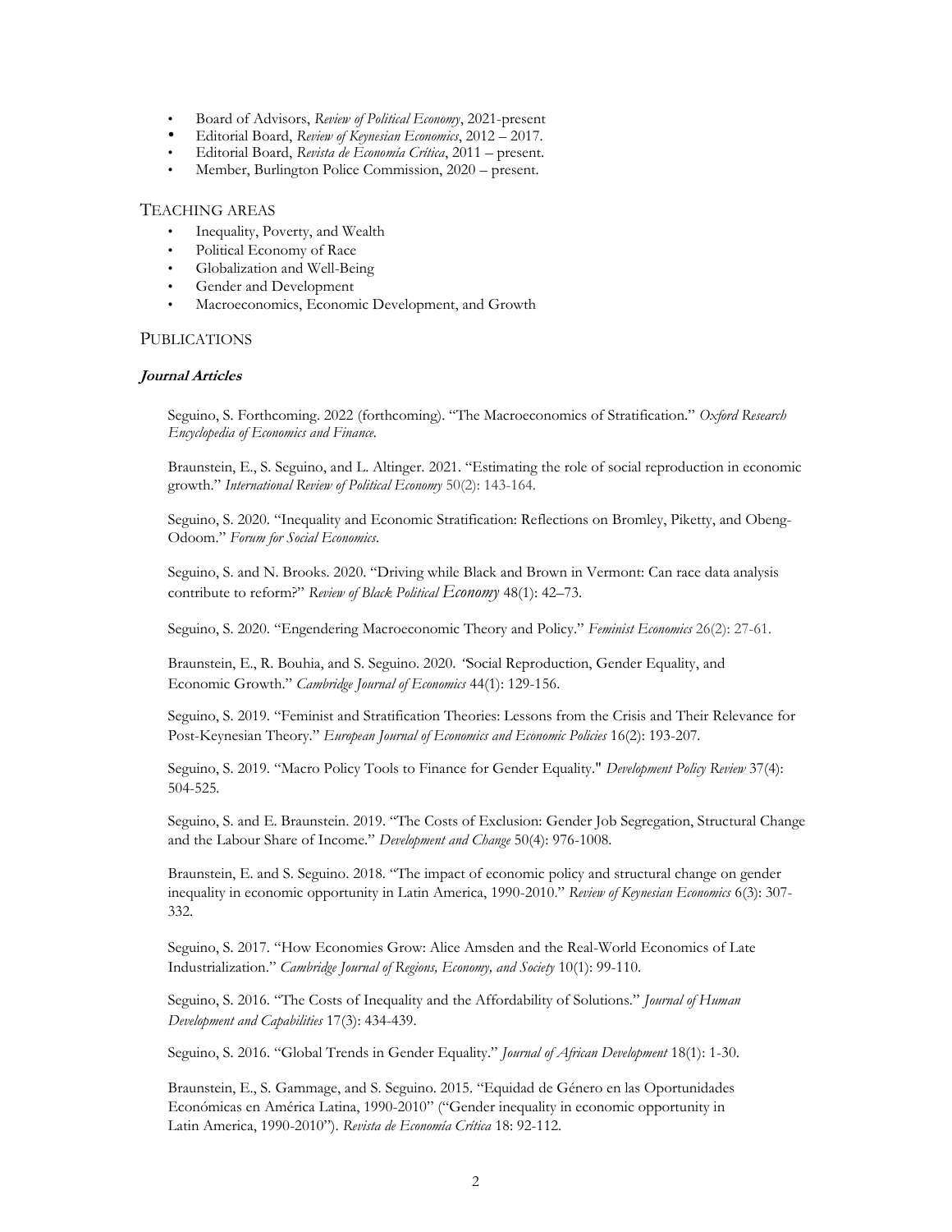- Board of Advisors, *Review of Political Economy*, 2021-present
- Editorial Board, *Review of Keynesian Economics*, 2012 – 2017.
- Editorial Board, *Revista de Economía Crítica*, 2011 – present.
- Member, Burlington Police Commission, 2020 – present.

## TEACHING AREAS

- Inequality, Poverty, and Wealth
- Political Economy of Race
- Globalization and Well-Being
- Gender and Development
- Macroeconomics, Economic Development, and Growth

## PUBLICATIONS

### *Journal Articles*

Seguino, S. Forthcoming. 2022 (forthcoming). "The Macroeconomics of Stratification." *Oxford Research Encyclopedia of Economics and Finance.*

Braunstein, E., S. Seguino, and L. Altinger. 2021. "Estimating the role of social reproduction in economic growth." *International Review of Political Economy* 50(2): 143-164.

Seguino, S. 2020. "Inequality and Economic Stratification: Reflections on Bromley, Piketty, and Obeng-Odoom." *Forum for Social Economics*.

Seguino, S. and N. Brooks. 2020. "Driving while Black and Brown in Vermont: Can race data analysis contribute to reform?" *Review of Black Political Economy* 48(1): 42–73.

Seguino, S. 2020. "Engendering Macroeconomic Theory and Policy." *Feminist Economics* 26(2): 27-61.

Braunstein, E., R. Bouhia, and S. Seguino. 2020. "Social Reproduction, Gender Equality, and Economic Growth." *Cambridge Journal of Economics* 44(1): 129-156.

Seguino, S. 2019. "Feminist and Stratification Theories: Lessons from the Crisis and Their Relevance for Post-Keynesian Theory." *European Journal of Economics and Economic Policies* 16(2): 193-207.

Seguino, S. 2019. "Macro Policy Tools to Finance for Gender Equality." *Development Policy Review* 37(4): 504-525.

Seguino, S. and E. Braunstein. 2019. "The Costs of Exclusion: Gender Job Segregation, Structural Change and the Labour Share of Income." *Development and Change* 50(4): 976-1008.

Braunstein, E. and S. Seguino. 2018. "The impact of economic policy and structural change on gender inequality in economic opportunity in Latin America, 1990-2010." *Review of Keynesian Economics* 6(3): 307-332.

Seguino, S. 2017. "How Economies Grow: Alice Amsden and the Real-World Economics of Late Industrialization." *Cambridge Journal of Regions, Economy, and Society* 10(1): 99-110.

Seguino, S. 2016. "The Costs of Inequality and the Affordability of Solutions." *Journal of Human Development and Capabilities* 17(3): 434-439.

Seguino, S. 2016. "Global Trends in Gender Equality." *Journal of African Development* 18(1): 1-30.

Braunstein, E., S. Gammage, and S. Seguino. 2015. "Equidad de Género en las Oportunidades Económicas en América Latina, 1990-2010" ("Gender inequality in economic opportunity in Latin America, 1990-2010"). *Revista de Economía Crítica* 18: 92-112.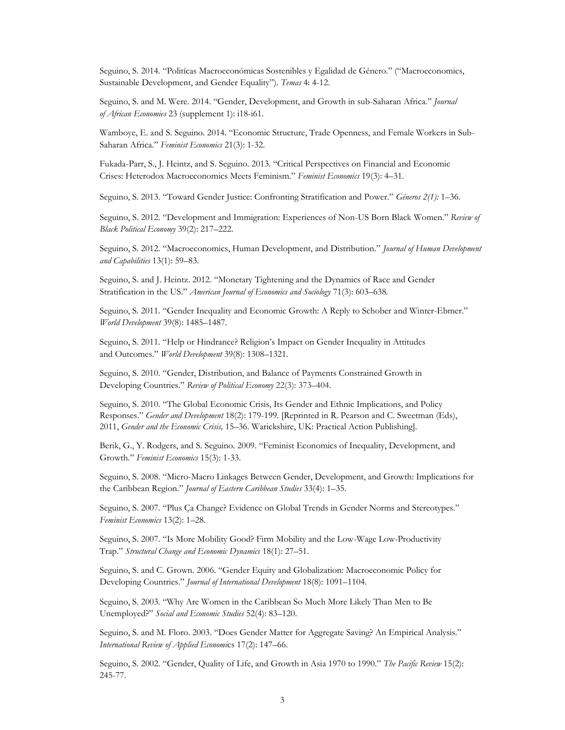Seguino, S. 2014. "Politícas Macroeconómicas Sostenibles y Egalidad de Género." ("Macroeconomics, Sustainable Development, and Gender Equality"). *Temas* 4: 4-12.

Seguino, S. and M. Were. 2014. "Gender, Development, and Growth in sub-Saharan Africa." *Journal of African Economies* 23 (supplement 1): i18-i61.

Wamboye, E. and S. Seguino. 2014. "Economic Structure, Trade Openness, and Female Workers in Sub-Saharan Africa." *Feminist Economics* 21(3): 1-32.

Fukada-Parr, S., J. Heintz, and S. Seguino. 2013. "Critical Perspectives on Financial and Economic Crises: Heterodox Macroeconomics Meets Feminism." *Feminist Economics* 19(3): 4–31.

Seguino, S. 2013. "Toward Gender Justice: Confronting Stratification and Power." *Géneros 2(1):* 1–36.

Seguino, S. 2012. "Development and Immigration: Experiences of Non-US Born Black Women." *Review of Black Political Economy* 39(2): 217–222.

Seguino, S. 2012. "Macroeconomics, Human Development, and Distribution." *Journal of Human Development and Capabilities* 13(1): 59–83.

Seguino, S. and J. Heintz. 2012. "Monetary Tightening and the Dynamics of Race and Gender Stratification in the US." *American Journal of Economics and Sociology* 71(3): 603–638.

Seguino, S. 2011. "Gender Inequality and Economic Growth: A Reply to Schober and Winter-Ebmer." *World Development* 39(8): 1485–1487.

Seguino, S. 2011. "Help or Hindrance? Religion's Impact on Gender Inequality in Attitudes and Outcomes." *World Development* 39(8): 1308–1321.

Seguino, S. 2010. "Gender, Distribution, and Balance of Payments Constrained Growth in Developing Countries." *Review of Political Economy* 22(3): 373–404.

Seguino, S. 2010. "The Global Economic Crisis, Its Gender and Ethnic Implications, and Policy Responses." *Gender and Development* 18(2): 179-199. [Reprinted in R. Pearson and C. Sweetman (Eds), 2011, *Gender and the Economic Crisis,* 15–36. Warickshire, UK: Practical Action Publishing].

Berik, G., Y. Rodgers, and S. Seguino. 2009. "Feminist Economics of Inequality, Development, and Growth." *Feminist Economics* 15(3): 1-33.

Seguino, S. 2008. "Micro-Macro Linkages Between Gender, Development, and Growth: Implications for the Caribbean Region." *Journal of Eastern Caribbean Studies* 33(4): 1–35.

Seguino, S. 2007. "Plus Ça Change? Evidence on Global Trends in Gender Norms and Stereotypes." *Feminist Economics* 13(2): 1–28.

Seguino, S. 2007. "Is More Mobility Good? Firm Mobility and the Low-Wage Low-Productivity Trap." *Structural Change and Economic Dynamics* 18(1): 27–51.

Seguino, S. and C. Grown. 2006. "Gender Equity and Globalization: Macroeconomic Policy for Developing Countries." *Journal of International Development* 18(8): 1091–1104.

Seguino, S. 2003. "Why Are Women in the Caribbean So Much More Likely Than Men to Be Unemployed?" *Social and Economic Studies* 52(4): 83–120.

Seguino, S. and M. Floro. 2003. "Does Gender Matter for Aggregate Saving? An Empirical Analysis." *International Review of Applied Economics* 17(2): 147–66.

Seguino, S. 2002. "Gender, Quality of Life, and Growth in Asia 1970 to 1990." *The Pacific Review* 15(2): 245-77.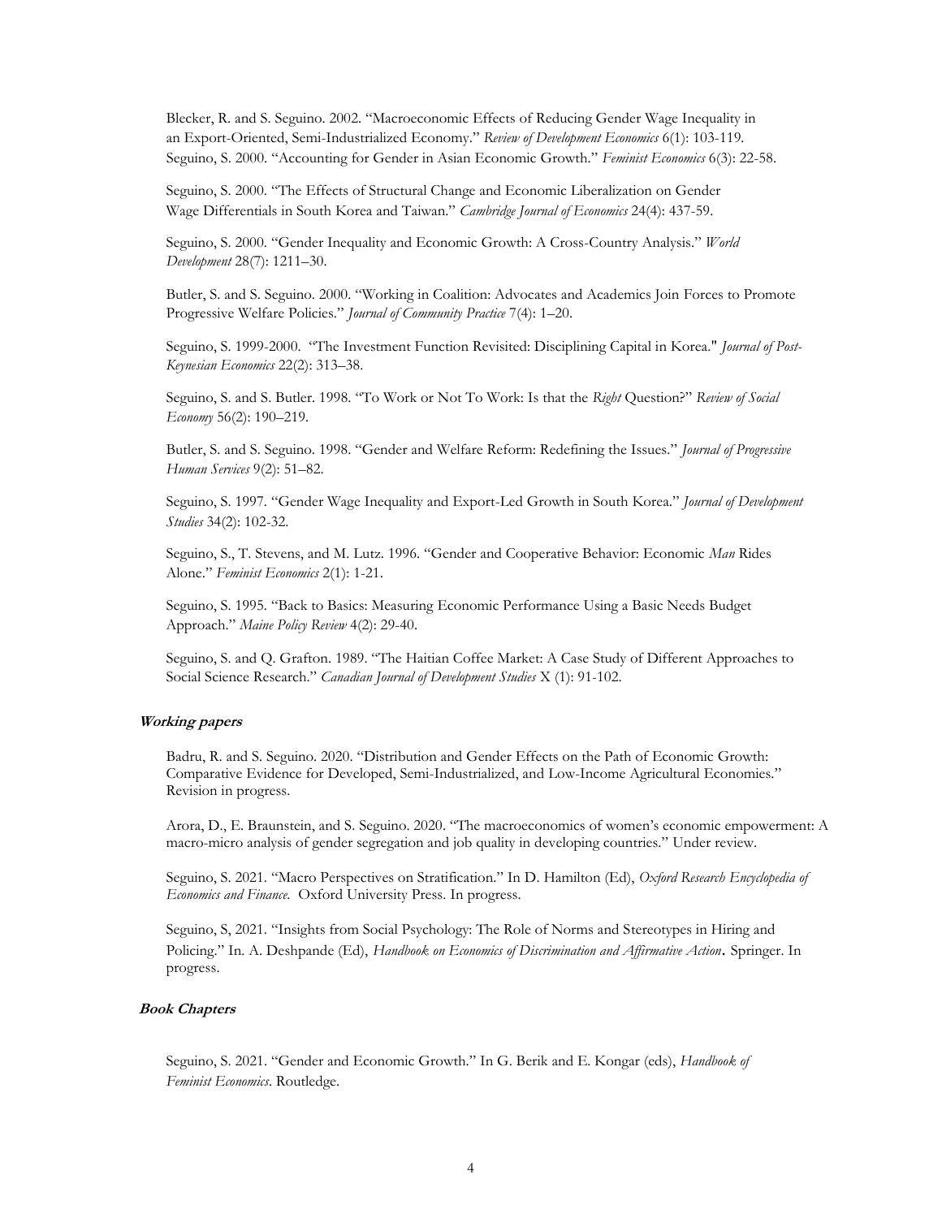Blecker, R. and S. Seguino. 2002. "Macroeconomic Effects of Reducing Gender Wage Inequality in an Export-Oriented, Semi-Industrialized Economy." *Review of Development Economics* 6(1): 103-119.
Seguino, S. 2000. "Accounting for Gender in Asian Economic Growth." *Feminist Economics* 6(3): 22-58.

Seguino, S. 2000. "The Effects of Structural Change and Economic Liberalization on Gender Wage Differentials in South Korea and Taiwan." *Cambridge Journal of Economics* 24(4): 437-59.

Seguino, S. 2000. "Gender Inequality and Economic Growth: A Cross-Country Analysis." *World Development* 28(7): 1211–30.

Butler, S. and S. Seguino. 2000. "Working in Coalition: Advocates and Academics Join Forces to Promote Progressive Welfare Policies." *Journal of Community Practice* 7(4): 1–20.

Seguino, S. 1999-2000. "The Investment Function Revisited: Disciplining Capital in Korea." *Journal of Post-Keynesian Economics* 22(2): 313–38.

Seguino, S. and S. Butler. 1998. "To Work or Not To Work: Is that the *Right* Question?" *Review of Social Economy* 56(2): 190–219.

Butler, S. and S. Seguino. 1998. "Gender and Welfare Reform: Redefining the Issues." *Journal of Progressive Human Services* 9(2): 51–82.

Seguino, S. 1997. "Gender Wage Inequality and Export-Led Growth in South Korea." *Journal of Development Studies* 34(2): 102-32.

Seguino, S., T. Stevens, and M. Lutz. 1996. "Gender and Cooperative Behavior: Economic *Man* Rides Alone." *Feminist Economics* 2(1): 1-21.

Seguino, S. 1995. "Back to Basics: Measuring Economic Performance Using a Basic Needs Budget Approach." *Maine Policy Review* 4(2): 29-40.

Seguino, S. and Q. Grafton. 1989. "The Haitian Coffee Market: A Case Study of Different Approaches to Social Science Research." *Canadian Journal of Development Studies* X (1): 91-102.

#### ***Working papers***

Badru, R. and S. Seguino. 2020. "Distribution and Gender Effects on the Path of Economic Growth: Comparative Evidence for Developed, Semi-Industrialized, and Low-Income Agricultural Economies." Revision in progress.

Arora, D., E. Braunstein, and S. Seguino. 2020. "The macroeconomics of women's economic empowerment: A macro-micro analysis of gender segregation and job quality in developing countries." Under review.

Seguino, S. 2021. "Macro Perspectives on Stratification." In D. Hamilton (Ed), *Oxford Research Encyclopedia of Economics and Finance.* Oxford University Press. In progress.

Seguino, S, 2021. "Insights from Social Psychology: The Role of Norms and Stereotypes in Hiring and Policing." In. A. Deshpande (Ed), *Handbook on Economics of Discrimination and Affirmative Action*. Springer. In progress.

#### ***Book Chapters***

Seguino, S. 2021. "Gender and Economic Growth." In G. Berik and E. Kongar (eds), *Handbook of Feminist Economics*. Routledge.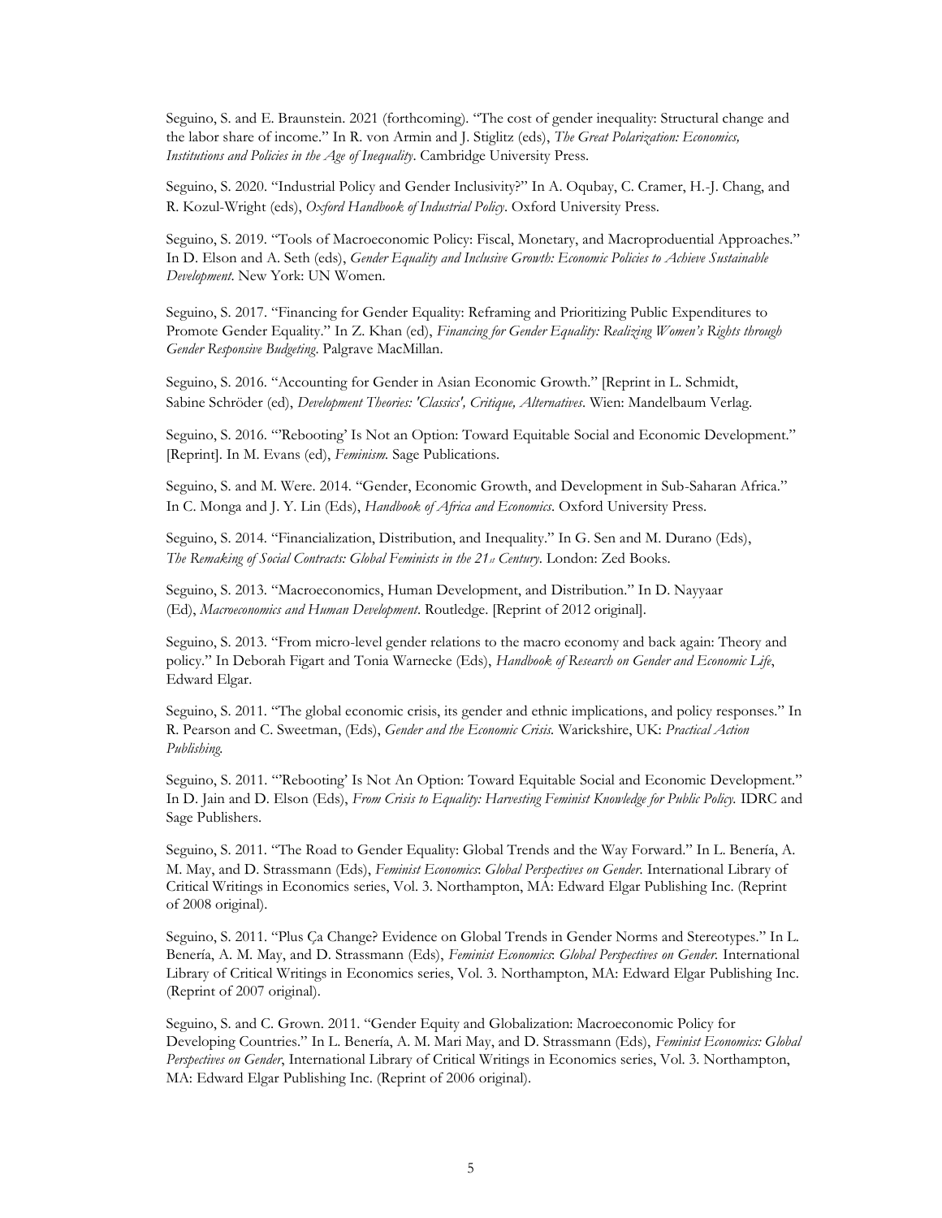Seguino, S. and E. Braunstein. 2021 (forthcoming). "The cost of gender inequality: Structural change and the labor share of income." In R. von Armin and J. Stiglitz (eds), *The Great Polarization: Economics, Institutions and Policies in the Age of Inequality*. Cambridge University Press.

Seguino, S. 2020. "Industrial Policy and Gender Inclusivity?" In A. Oqubay, C. Cramer, H.-J. Chang, and R. Kozul-Wright (eds), *Oxford Handbook of Industrial Policy*. Oxford University Press.

Seguino, S. 2019. "Tools of Macroeconomic Policy: Fiscal, Monetary, and Macroproduential Approaches." In D. Elson and A. Seth (eds), *Gender Equality and Inclusive Growth: Economic Policies to Achieve Sustainable Development*. New York: UN Women.

Seguino, S. 2017. "Financing for Gender Equality: Reframing and Prioritizing Public Expenditures to Promote Gender Equality." In Z. Khan (ed), *Financing for Gender Equality: Realizing Women's Rights through Gender Responsive Budgeting*. Palgrave MacMillan.

Seguino, S. 2016. "Accounting for Gender in Asian Economic Growth." [Reprint in L. Schmidt, Sabine Schröder (ed), *Development Theories: 'Classics', Critique, Alternatives*. Wien: Mandelbaum Verlag.

Seguino, S. 2016. "'Rebooting' Is Not an Option: Toward Equitable Social and Economic Development." [Reprint]. In M. Evans (ed), *Feminism*. Sage Publications.

Seguino, S. and M. Were. 2014. "Gender, Economic Growth, and Development in Sub-Saharan Africa." In C. Monga and J. Y. Lin (Eds), *Handbook of Africa and Economics*. Oxford University Press.

Seguino, S. 2014. "Financialization, Distribution, and Inequality." In G. Sen and M. Durano (Eds), *The Remaking of Social Contracts: Global Feminists in the 21st Century*. London: Zed Books.

Seguino, S. 2013. "Macroeconomics, Human Development, and Distribution." In D. Nayyaar (Ed), *Macroeconomics and Human Development*. Routledge. [Reprint of 2012 original].

Seguino, S. 2013. "From micro-level gender relations to the macro economy and back again: Theory and policy." In Deborah Figart and Tonia Warnecke (Eds), *Handbook of Research on Gender and Economic Life*, Edward Elgar.

Seguino, S. 2011. "The global economic crisis, its gender and ethnic implications, and policy responses." In R. Pearson and C. Sweetman, (Eds), *Gender and the Economic Crisis.* Warickshire, UK: *Practical Action Publishing.*

Seguino, S. 2011. "'Rebooting' Is Not An Option: Toward Equitable Social and Economic Development." In D. Jain and D. Elson (Eds), *From Crisis to Equality: Harvesting Feminist Knowledge for Public Policy.* IDRC and Sage Publishers.

Seguino, S. 2011. "The Road to Gender Equality: Global Trends and the Way Forward." In L. Benería, A. M. May, and D. Strassmann (Eds), *Feminist Economics*: *Global Perspectives on Gender.* International Library of Critical Writings in Economics series, Vol. 3. Northampton, MA: Edward Elgar Publishing Inc. (Reprint of 2008 original).

Seguino, S. 2011. "Plus Ça Change? Evidence on Global Trends in Gender Norms and Stereotypes." In L. Benería, A. M. May, and D. Strassmann (Eds), *Feminist Economics*: *Global Perspectives on Gender.* International Library of Critical Writings in Economics series, Vol. 3. Northampton, MA: Edward Elgar Publishing Inc. (Reprint of 2007 original).

Seguino, S. and C. Grown. 2011. "Gender Equity and Globalization: Macroeconomic Policy for Developing Countries." In L. Benería, A. M. Mari May, and D. Strassmann (Eds), *Feminist Economics: Global Perspectives on Gender*, International Library of Critical Writings in Economics series, Vol. 3. Northampton, MA: Edward Elgar Publishing Inc. (Reprint of 2006 original).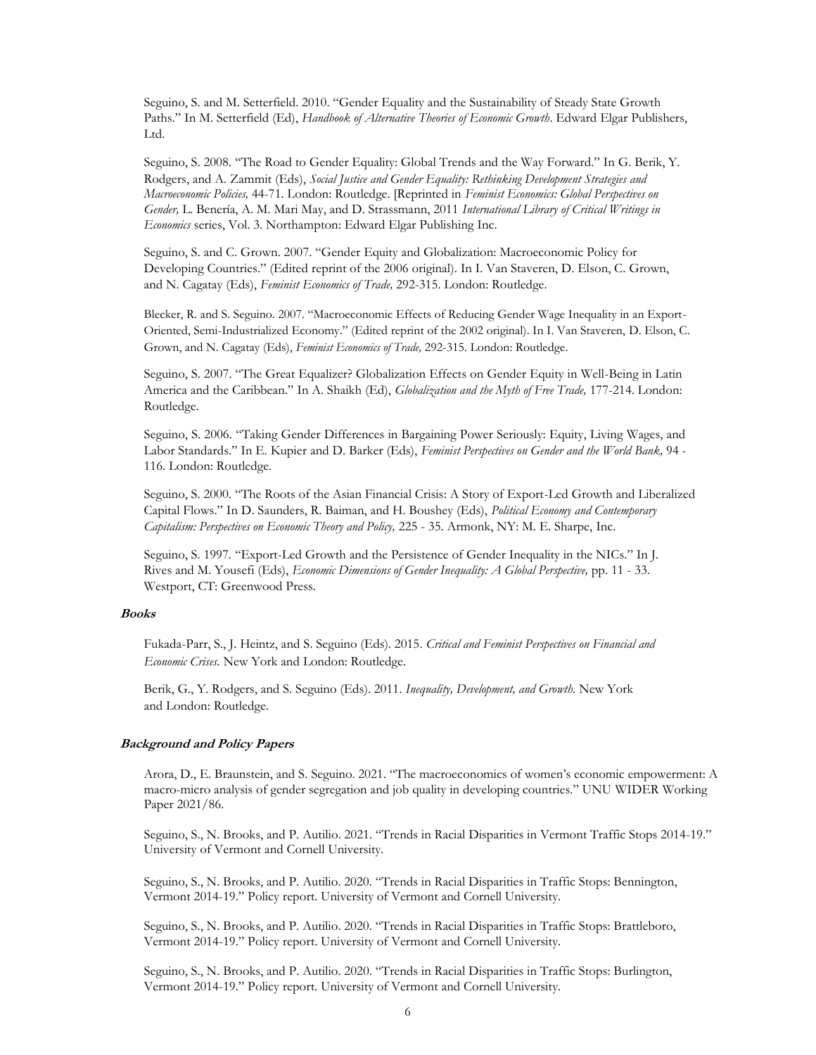Seguino, S. and M. Setterfield. 2010. "Gender Equality and the Sustainability of Steady State Growth Paths." In M. Setterfield (Ed), *Handbook of Alternative Theories of Economic Growth*. Edward Elgar Publishers, Ltd.

Seguino, S. 2008. "The Road to Gender Equality: Global Trends and the Way Forward." In G. Berik, Y. Rodgers, and A. Zammit (Eds), *Social Justice and Gender Equality: Rethinking Development Strategies and Macroeconomic Policies,* 44-71. London: Routledge. [Reprinted in *Feminist Economics: Global Perspectives on Gender,* L. Benería, A. M. Mari May, and D. Strassmann, 2011 *International Library of Critical Writings in Economics* series, Vol. 3. Northampton: Edward Elgar Publishing Inc.

Seguino, S. and C. Grown. 2007. "Gender Equity and Globalization: Macroeconomic Policy for Developing Countries." (Edited reprint of the 2006 original). In I. Van Staveren, D. Elson, C. Grown, and N. Cagatay (Eds), *Feminist Economics of Trade,* 292-315. London: Routledge.

Blecker, R. and S. Seguino. 2007. "Macroeconomic Effects of Reducing Gender Wage Inequality in an Export-Oriented, Semi-Industrialized Economy." (Edited reprint of the 2002 original). In I. Van Staveren, D. Elson, C. Grown, and N. Cagatay (Eds), *Feminist Economics of Trade,* 292-315. London: Routledge.

Seguino, S. 2007. "The Great Equalizer? Globalization Effects on Gender Equity in Well-Being in Latin America and the Caribbean." In A. Shaikh (Ed), *Globalization and the Myth of Free Trade,* 177-214. London: Routledge.

Seguino, S. 2006. "Taking Gender Differences in Bargaining Power Seriously: Equity, Living Wages, and Labor Standards." In E. Kupier and D. Barker (Eds), *Feminist Perspectives on Gender and the World Bank,* 94 - 116. London: Routledge.

Seguino, S. 2000. "The Roots of the Asian Financial Crisis: A Story of Export-Led Growth and Liberalized Capital Flows." In D. Saunders, R. Baiman, and H. Boushey (Eds), *Political Economy and Contemporary Capitalism: Perspectives on Economic Theory and Policy,* 225 - 35. Armonk, NY: M. E. Sharpe, Inc.

Seguino, S. 1997. "Export-Led Growth and the Persistence of Gender Inequality in the NICs." In J. Rives and M. Yousefi (Eds), *Economic Dimensions of Gender Inequality: A Global Perspective,* pp. 11 - 33. Westport, CT: Greenwood Press.

### Books

Fukada-Parr, S., J. Heintz, and S. Seguino (Eds). 2015. *Critical and Feminist Perspectives on Financial and Economic Crises.* New York and London: Routledge.

Berik, G., Y. Rodgers, and S. Seguino (Eds). 2011. *Inequality, Development, and Growth.* New York and London: Routledge.

### Background and Policy Papers

Arora, D., E. Braunstein, and S. Seguino. 2021. "The macroeconomics of women's economic empowerment: A macro-micro analysis of gender segregation and job quality in developing countries." UNU WIDER Working Paper 2021/86.

Seguino, S., N. Brooks, and P. Autilio. 2021. "Trends in Racial Disparities in Vermont Traffic Stops 2014-19." University of Vermont and Cornell University.

Seguino, S., N. Brooks, and P. Autilio. 2020. "Trends in Racial Disparities in Traffic Stops: Bennington, Vermont 2014-19." Policy report. University of Vermont and Cornell University.

Seguino, S., N. Brooks, and P. Autilio. 2020. "Trends in Racial Disparities in Traffic Stops: Brattleboro, Vermont 2014-19." Policy report. University of Vermont and Cornell University.

Seguino, S., N. Brooks, and P. Autilio. 2020. "Trends in Racial Disparities in Traffic Stops: Burlington, Vermont 2014-19." Policy report. University of Vermont and Cornell University.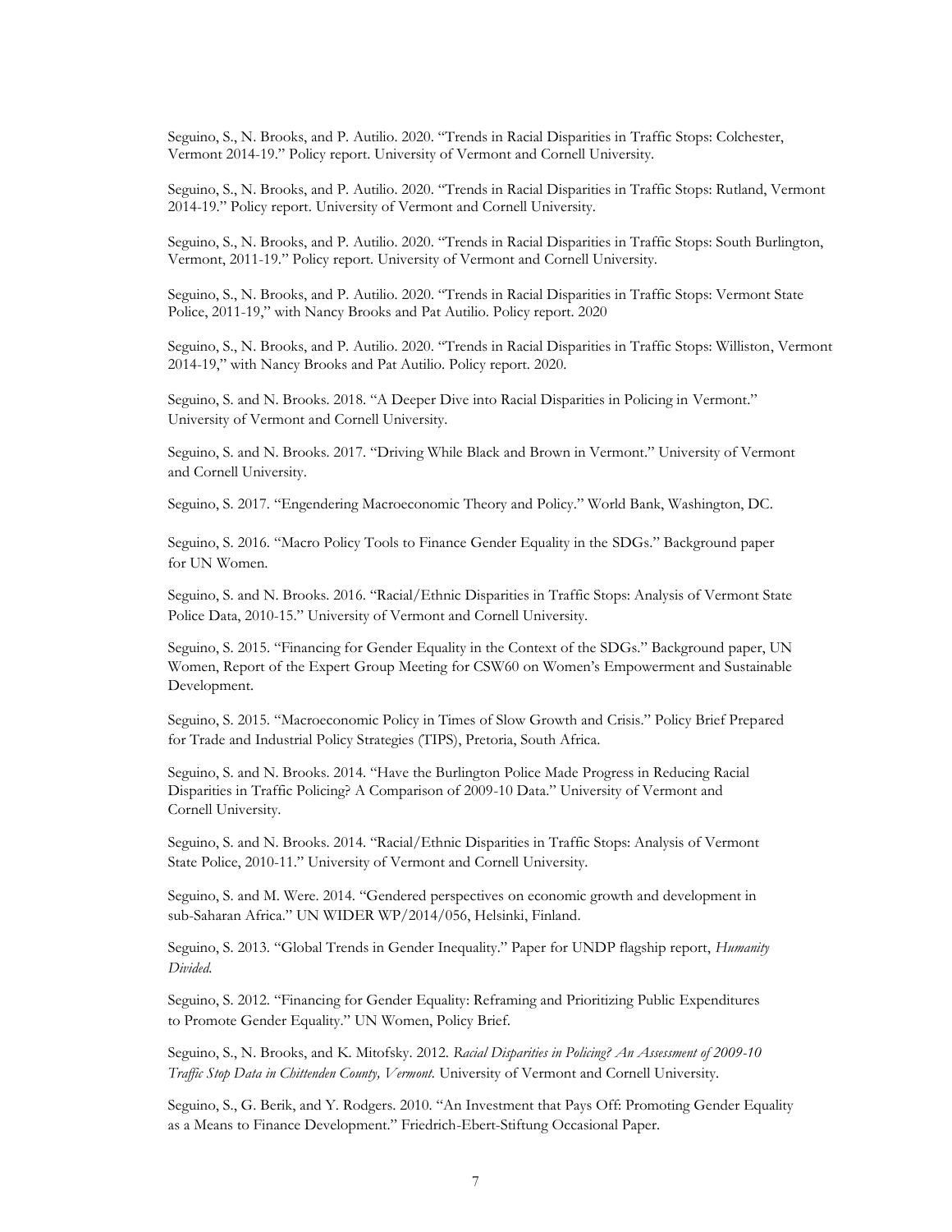Seguino, S., N. Brooks, and P. Autilio. 2020. "Trends in Racial Disparities in Traffic Stops: Colchester, Vermont 2014-19." Policy report. University of Vermont and Cornell University.

Seguino, S., N. Brooks, and P. Autilio. 2020. "Trends in Racial Disparities in Traffic Stops: Rutland, Vermont 2014-19." Policy report. University of Vermont and Cornell University.

Seguino, S., N. Brooks, and P. Autilio. 2020. "Trends in Racial Disparities in Traffic Stops: South Burlington, Vermont, 2011-19." Policy report. University of Vermont and Cornell University.

Seguino, S., N. Brooks, and P. Autilio. 2020. "Trends in Racial Disparities in Traffic Stops: Vermont State Police, 2011-19," with Nancy Brooks and Pat Autilio. Policy report. 2020

Seguino, S., N. Brooks, and P. Autilio. 2020. "Trends in Racial Disparities in Traffic Stops: Williston, Vermont 2014-19," with Nancy Brooks and Pat Autilio. Policy report. 2020.

Seguino, S. and N. Brooks. 2018. "A Deeper Dive into Racial Disparities in Policing in Vermont." University of Vermont and Cornell University.

Seguino, S. and N. Brooks. 2017. "Driving While Black and Brown in Vermont." University of Vermont and Cornell University.

Seguino, S. 2017. "Engendering Macroeconomic Theory and Policy." World Bank, Washington, DC.

Seguino, S. 2016. "Macro Policy Tools to Finance Gender Equality in the SDGs." Background paper for UN Women.

Seguino, S. and N. Brooks. 2016. "Racial/Ethnic Disparities in Traffic Stops: Analysis of Vermont State Police Data, 2010-15." University of Vermont and Cornell University.

Seguino, S. 2015. "Financing for Gender Equality in the Context of the SDGs." Background paper, UN Women, Report of the Expert Group Meeting for CSW60 on Women's Empowerment and Sustainable Development.

Seguino, S. 2015. "Macroeconomic Policy in Times of Slow Growth and Crisis." Policy Brief Prepared for Trade and Industrial Policy Strategies (TIPS), Pretoria, South Africa.

Seguino, S. and N. Brooks. 2014. "Have the Burlington Police Made Progress in Reducing Racial Disparities in Traffic Policing? A Comparison of 2009-10 Data." University of Vermont and Cornell University.

Seguino, S. and N. Brooks. 2014. "Racial/Ethnic Disparities in Traffic Stops: Analysis of Vermont State Police, 2010-11." University of Vermont and Cornell University.

Seguino, S. and M. Were. 2014. "Gendered perspectives on economic growth and development in sub-Saharan Africa." UN WIDER WP/2014/056, Helsinki, Finland.

Seguino, S. 2013. "Global Trends in Gender Inequality." Paper for UNDP flagship report, *Humanity Divided.*

Seguino, S. 2012. "Financing for Gender Equality: Reframing and Prioritizing Public Expenditures to Promote Gender Equality." UN Women, Policy Brief.

Seguino, S., N. Brooks, and K. Mitofsky. 2012. *Racial Disparities in Policing? An Assessment of 2009-10 Traffic Stop Data in Chittenden County, Vermont*. University of Vermont and Cornell University.

Seguino, S., G. Berik, and Y. Rodgers. 2010. "An Investment that Pays Off: Promoting Gender Equality as a Means to Finance Development." Friedrich-Ebert-Stiftung Occasional Paper.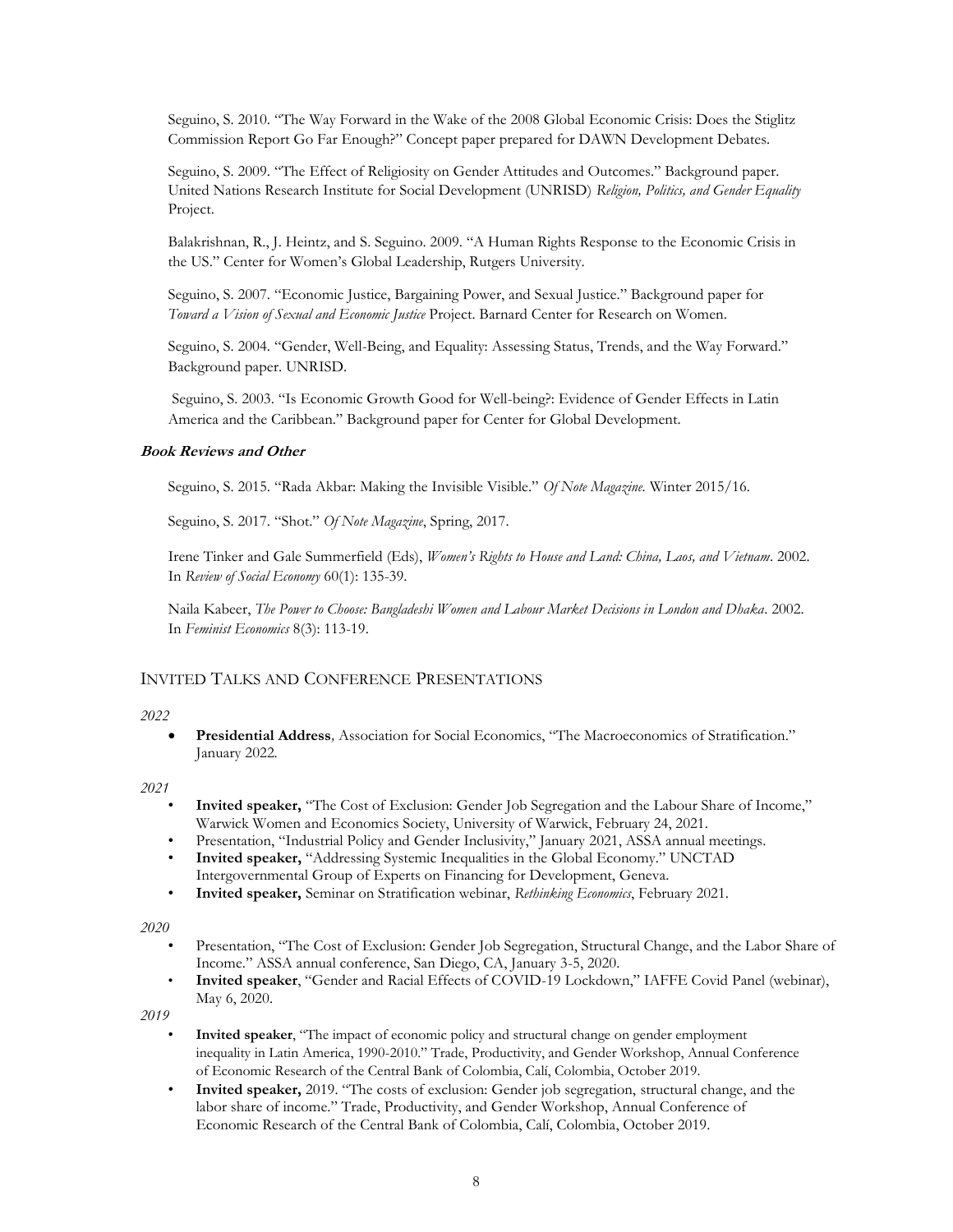Seguino, S. 2010. "The Way Forward in the Wake of the 2008 Global Economic Crisis: Does the Stiglitz Commission Report Go Far Enough?" Concept paper prepared for DAWN Development Debates.

Seguino, S. 2009. "The Effect of Religiosity on Gender Attitudes and Outcomes." Background paper. United Nations Research Institute for Social Development (UNRISD) *Religion, Politics, and Gender Equality* Project.

Balakrishnan, R., J. Heintz, and S. Seguino. 2009. "A Human Rights Response to the Economic Crisis in the US." Center for Women's Global Leadership, Rutgers University.

Seguino, S. 2007. "Economic Justice, Bargaining Power, and Sexual Justice." Background paper for *Toward a Vision of Sexual and Economic Justice* Project. Barnard Center for Research on Women.

Seguino, S. 2004. "Gender, Well-Being, and Equality: Assessing Status, Trends, and the Way Forward." Background paper. UNRISD.

Seguino, S. 2003. "Is Economic Growth Good for Well-being?: Evidence of Gender Effects in Latin America and the Caribbean." Background paper for Center for Global Development.

**Book Reviews and Other**

Seguino, S. 2015. "Rada Akbar: Making the Invisible Visible." *Of Note Magazine.* Winter 2015/16.

Seguino, S. 2017. "Shot." *Of Note Magazine*, Spring, 2017.

Irene Tinker and Gale Summerfield (Eds), *Women's Rights to House and Land: China, Laos, and Vietnam*. 2002. In *Review of Social Economy* 60(1): 135-39.

Naila Kabeer, *The Power to Choose: Bangladeshi Women and Labour Market Decisions in London and Dhaka*. 2002. In *Feminist Economics* 8(3): 113-19.

## INVITED TALKS AND CONFERENCE PRESENTATIONS

*2022*

- **Presidential Address**, Association for Social Economics, "The Macroeconomics of Stratification." January 2022.

*2021*

- **Invited speaker,** "The Cost of Exclusion: Gender Job Segregation and the Labour Share of Income," Warwick Women and Economics Society, University of Warwick, February 24, 2021.
- Presentation, "Industrial Policy and Gender Inclusivity," January 2021, ASSA annual meetings.
- **Invited speaker,** "Addressing Systemic Inequalities in the Global Economy." UNCTAD Intergovernmental Group of Experts on Financing for Development, Geneva.
- **Invited speaker,** Seminar on Stratification webinar, *Rethinking Economics*, February 2021.

*2020*

- Presentation, "The Cost of Exclusion: Gender Job Segregation, Structural Change, and the Labor Share of Income." ASSA annual conference, San Diego, CA, January 3-5, 2020.
- **Invited speaker**, "Gender and Racial Effects of COVID-19 Lockdown," IAFFE Covid Panel (webinar), May 6, 2020.

*2019*

- **Invited speaker**, "The impact of economic policy and structural change on gender employment inequality in Latin America, 1990-2010." Trade, Productivity, and Gender Workshop, Annual Conference of Economic Research of the Central Bank of Colombia, Calí, Colombia, October 2019.
- **Invited speaker,** 2019. "The costs of exclusion: Gender job segregation, structural change, and the labor share of income." Trade, Productivity, and Gender Workshop, Annual Conference of Economic Research of the Central Bank of Colombia, Calí, Colombia, October 2019.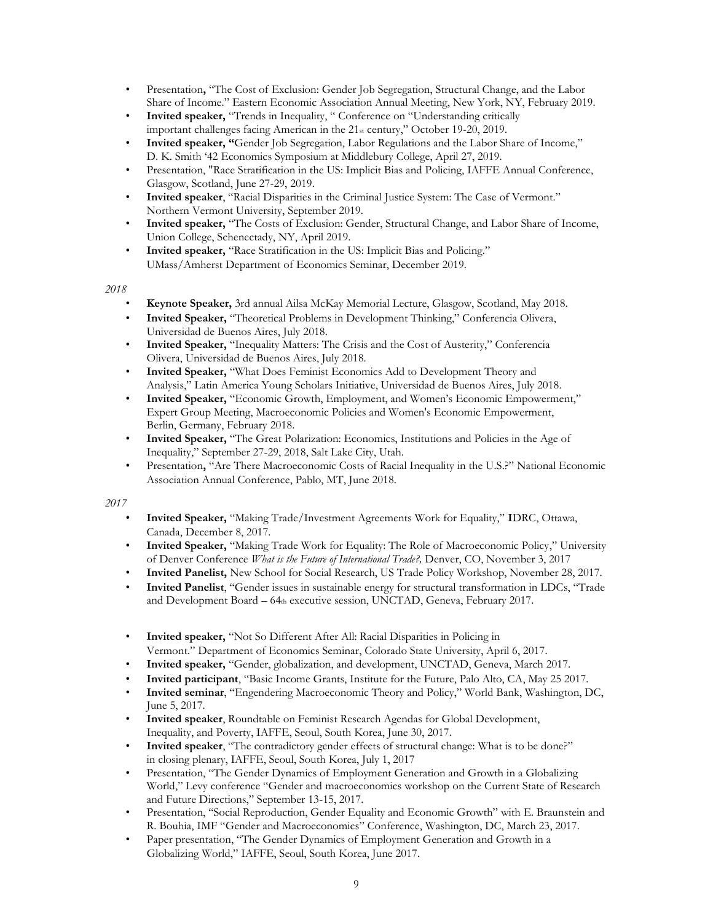- Presentation**,** "The Cost of Exclusion: Gender Job Segregation, Structural Change, and the Labor Share of Income." Eastern Economic Association Annual Meeting, New York, NY, February 2019.
- **Invited speaker,** "Trends in Inequality, " Conference on "Understanding critically important challenges facing American in the 21st century," October 19-20, 2019.
- **Invited speaker, "**Gender Job Segregation, Labor Regulations and the Labor Share of Income," D. K. Smith '42 Economics Symposium at Middlebury College, April 27, 2019.
- Presentation, "Race Stratification in the US: Implicit Bias and Policing, IAFFE Annual Conference, Glasgow, Scotland, June 27-29, 2019.
- **Invited speaker**, "Racial Disparities in the Criminal Justice System: The Case of Vermont." Northern Vermont University, September 2019.
- **Invited speaker,** "The Costs of Exclusion: Gender, Structural Change, and Labor Share of Income, Union College, Schenectady, NY, April 2019.
- **Invited speaker,** "Race Stratification in the US: Implicit Bias and Policing." UMass/Amherst Department of Economics Seminar, December 2019.

*2018*

- **Keynote Speaker,** 3rd annual Ailsa McKay Memorial Lecture, Glasgow, Scotland, May 2018.
- **Invited Speaker,** "Theoretical Problems in Development Thinking," Conferencia Olivera, Universidad de Buenos Aires, July 2018.
- **Invited Speaker,** "Inequality Matters: The Crisis and the Cost of Austerity," Conferencia Olivera, Universidad de Buenos Aires, July 2018.
- **Invited Speaker,** "What Does Feminist Economics Add to Development Theory and Analysis," Latin America Young Scholars Initiative, Universidad de Buenos Aires, July 2018.
- **Invited Speaker,** "Economic Growth, Employment, and Women's Economic Empowerment," Expert Group Meeting, Macroeconomic Policies and Women's Economic Empowerment, Berlin, Germany, February 2018.
- **Invited Speaker,** "The Great Polarization: Economics, Institutions and Policies in the Age of Inequality," September 27-29, 2018, Salt Lake City, Utah.
- Presentation**,** "Are There Macroeconomic Costs of Racial Inequality in the U.S.?" National Economic Association Annual Conference, Pablo, MT, June 2018.

*2017*

- **Invited Speaker,** "Making Trade/Investment Agreements Work for Equality," **I**DRC, Ottawa, Canada, December 8, 2017.
- **Invited Speaker,** "Making Trade Work for Equality: The Role of Macroeconomic Policy," University of Denver Conference *What is the Future of International Trade?,* Denver, CO, November 3, 2017
- **Invited Panelist,** New School for Social Research, US Trade Policy Workshop, November 28, 2017.
- **Invited Panelist**, "Gender issues in sustainable energy for structural transformation in LDCs, "Trade and Development Board – 64th executive session, UNCTAD, Geneva, February 2017.

- **Invited speaker,** "Not So Different After All: Racial Disparities in Policing in Vermont." Department of Economics Seminar, Colorado State University, April 6, 2017.
- **Invited speaker,** "Gender, globalization, and development, UNCTAD, Geneva, March 2017.
- **Invited participant**, "Basic Income Grants, Institute for the Future, Palo Alto, CA, May 25 2017.
- **Invited seminar**, "Engendering Macroeconomic Theory and Policy," World Bank, Washington, DC, June 5, 2017.
- **Invited speaker**, Roundtable on Feminist Research Agendas for Global Development, Inequality, and Poverty, IAFFE, Seoul, South Korea, June 30, 2017.
- **Invited speaker**, "The contradictory gender effects of structural change: What is to be done?" in closing plenary, IAFFE, Seoul, South Korea, July 1, 2017
- Presentation, "The Gender Dynamics of Employment Generation and Growth in a Globalizing World," Levy conference "Gender and macroeconomics workshop on the Current State of Research and Future Directions," September 13-15, 2017.
- Presentation, "Social Reproduction, Gender Equality and Economic Growth" with E. Braunstein and R. Bouhia, IMF "Gender and Macroeconomics" Conference, Washington, DC, March 23, 2017.
- Paper presentation, "The Gender Dynamics of Employment Generation and Growth in a Globalizing World," IAFFE, Seoul, South Korea, June 2017.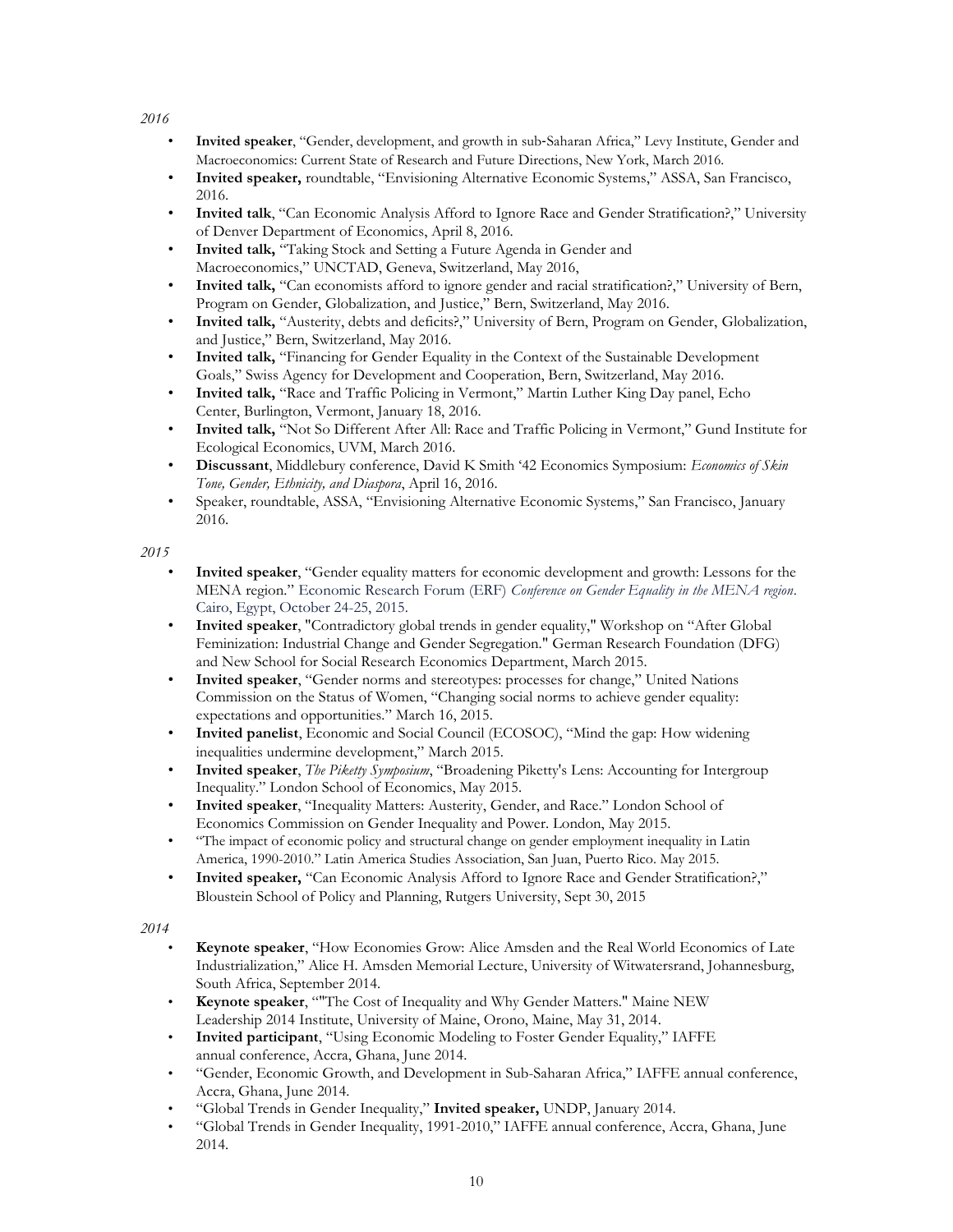*2016*

- **Invited speaker**, "Gender, development, and growth in sub-Saharan Africa," Levy Institute, Gender and Macroeconomics: Current State of Research and Future Directions, New York, March 2016.
- **Invited speaker,** roundtable, "Envisioning Alternative Economic Systems," ASSA, San Francisco, 2016.
- **Invited talk**, "Can Economic Analysis Afford to Ignore Race and Gender Stratification?," University of Denver Department of Economics, April 8, 2016.
- **Invited talk,** "Taking Stock and Setting a Future Agenda in Gender and Macroeconomics," UNCTAD, Geneva, Switzerland, May 2016,
- **Invited talk,** "Can economists afford to ignore gender and racial stratification?," University of Bern, Program on Gender, Globalization, and Justice," Bern, Switzerland, May 2016.
- **Invited talk,** "Austerity, debts and deficits?," University of Bern, Program on Gender, Globalization, and Justice," Bern, Switzerland, May 2016.
- **Invited talk,** "Financing for Gender Equality in the Context of the Sustainable Development Goals," Swiss Agency for Development and Cooperation, Bern, Switzerland, May 2016.
- **Invited talk,** "Race and Traffic Policing in Vermont," Martin Luther King Day panel, Echo Center, Burlington, Vermont, January 18, 2016.
- **Invited talk,** "Not So Different After All: Race and Traffic Policing in Vermont," Gund Institute for Ecological Economics, UVM, March 2016.
- **Discussant**, Middlebury conference, David K Smith '42 Economics Symposium: *Economics of Skin Tone, Gender, Ethnicity, and Diaspora*, April 16, 2016.
- Speaker, roundtable, ASSA, "Envisioning Alternative Economic Systems," San Francisco, January 2016.

*2015*

- **Invited speaker**, "Gender equality matters for economic development and growth: Lessons for the MENA region." Economic Research Forum (ERF) *Conference on Gender Equality in the MENA region*. Cairo, Egypt, October 24-25, 2015.
- **Invited speaker**, "Contradictory global trends in gender equality," Workshop on "After Global Feminization: Industrial Change and Gender Segregation." German Research Foundation (DFG) and New School for Social Research Economics Department, March 2015.
- **Invited speaker**, "Gender norms and stereotypes: processes for change," United Nations Commission on the Status of Women, "Changing social norms to achieve gender equality: expectations and opportunities." March 16, 2015.
- **Invited panelist**, Economic and Social Council (ECOSOC), "Mind the gap: How widening inequalities undermine development," March 2015.
- **Invited speaker**, *The Piketty Symposium*, "Broadening Piketty's Lens: Accounting for Intergroup Inequality." London School of Economics, May 2015.
- **Invited speaker**, "Inequality Matters: Austerity, Gender, and Race." London School of Economics Commission on Gender Inequality and Power. London, May 2015.
- "The impact of economic policy and structural change on gender employment inequality in Latin America, 1990-2010." Latin America Studies Association, San Juan, Puerto Rico. May 2015.
- **Invited speaker,** "Can Economic Analysis Afford to Ignore Race and Gender Stratification?," Bloustein School of Policy and Planning, Rutgers University, Sept 30, 2015

*2014*

- **Keynote speaker**, "How Economies Grow: Alice Amsden and the Real World Economics of Late Industrialization," Alice H. Amsden Memorial Lecture, University of Witwatersrand, Johannesburg, South Africa, September 2014.
- **Keynote speaker**, ""The Cost of Inequality and Why Gender Matters." Maine NEW Leadership 2014 Institute, University of Maine, Orono, Maine, May 31, 2014.
- **Invited participant**, "Using Economic Modeling to Foster Gender Equality," IAFFE annual conference, Accra, Ghana, June 2014.
- "Gender, Economic Growth, and Development in Sub-Saharan Africa," IAFFE annual conference, Accra, Ghana, June 2014.
- "Global Trends in Gender Inequality," **Invited speaker,** UNDP, January 2014.
- "Global Trends in Gender Inequality, 1991-2010," IAFFE annual conference, Accra, Ghana, June 2014.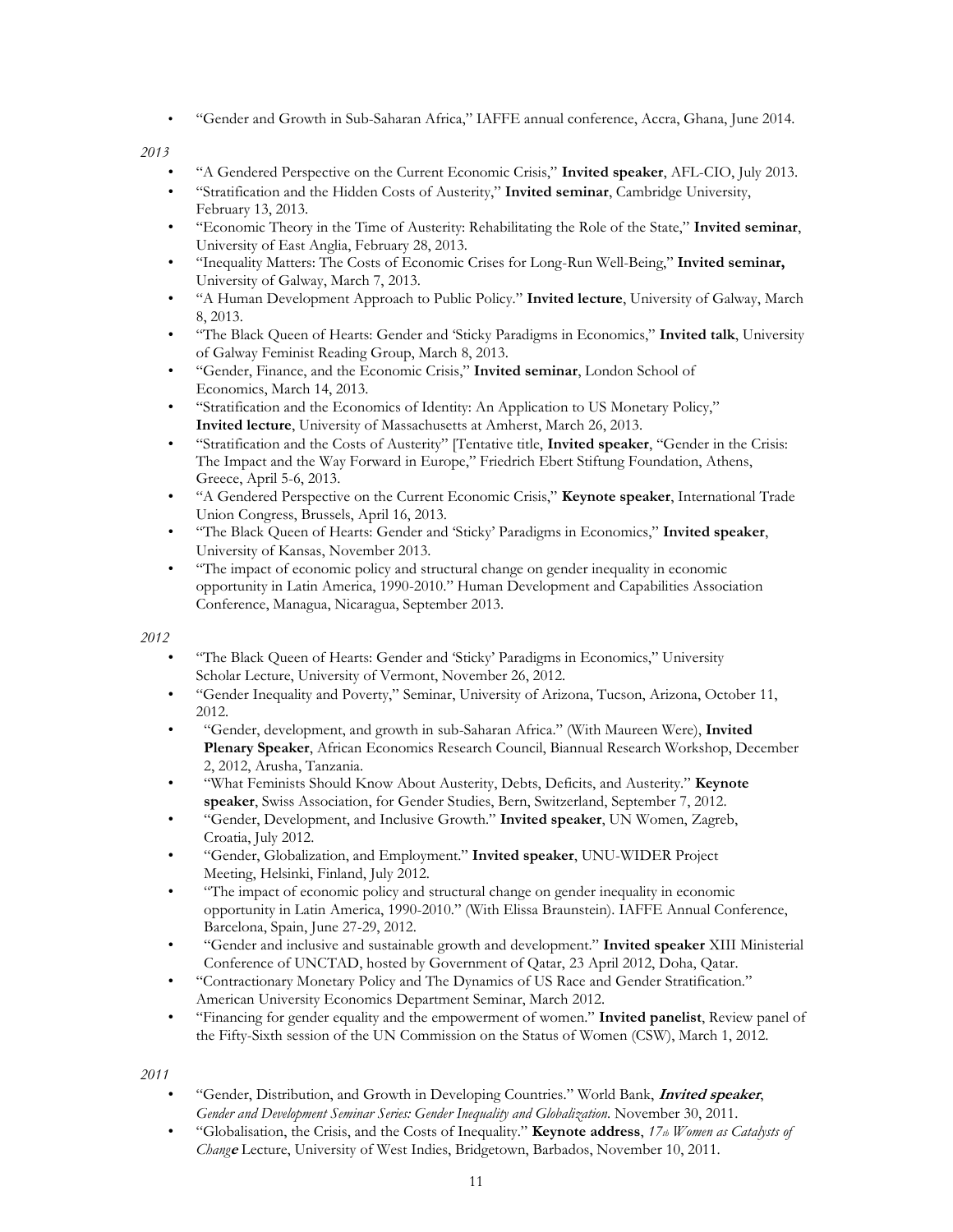- "Gender and Growth in Sub-Saharan Africa," IAFFE annual conference, Accra, Ghana, June 2014.

*2013*

- "A Gendered Perspective on the Current Economic Crisis," **Invited speaker**, AFL-CIO, July 2013.
- "Stratification and the Hidden Costs of Austerity," **Invited seminar**, Cambridge University, February 13, 2013.
- "Economic Theory in the Time of Austerity: Rehabilitating the Role of the State," **Invited seminar**, University of East Anglia, February 28, 2013.
- "Inequality Matters: The Costs of Economic Crises for Long-Run Well-Being," **Invited seminar,** University of Galway, March 7, 2013.
- "A Human Development Approach to Public Policy." **Invited lecture**, University of Galway, March 8, 2013.
- "The Black Queen of Hearts: Gender and 'Sticky Paradigms in Economics," **Invited talk**, University of Galway Feminist Reading Group, March 8, 2013.
- "Gender, Finance, and the Economic Crisis," **Invited seminar**, London School of Economics, March 14, 2013.
- "Stratification and the Economics of Identity: An Application to US Monetary Policy," **Invited lecture**, University of Massachusetts at Amherst, March 26, 2013.
- "Stratification and the Costs of Austerity" [Tentative title, **Invited speaker**, "Gender in the Crisis: The Impact and the Way Forward in Europe," Friedrich Ebert Stiftung Foundation, Athens, Greece, April 5-6, 2013.
- "A Gendered Perspective on the Current Economic Crisis," **Keynote speaker**, International Trade Union Congress, Brussels, April 16, 2013.
- "The Black Queen of Hearts: Gender and 'Sticky' Paradigms in Economics," **Invited speaker**, University of Kansas, November 2013.
- "The impact of economic policy and structural change on gender inequality in economic opportunity in Latin America, 1990-2010." Human Development and Capabilities Association Conference, Managua, Nicaragua, September 2013.

*2012*

- "The Black Queen of Hearts: Gender and 'Sticky' Paradigms in Economics," University Scholar Lecture, University of Vermont, November 26, 2012.
- "Gender Inequality and Poverty," Seminar, University of Arizona, Tucson, Arizona, October 11, 2012.
- "Gender, development, and growth in sub-Saharan Africa." (With Maureen Were), **Invited Plenary Speaker**, African Economics Research Council, Biannual Research Workshop, December 2, 2012, Arusha, Tanzania.
- "What Feminists Should Know About Austerity, Debts, Deficits, and Austerity." **Keynote speaker**, Swiss Association, for Gender Studies, Bern, Switzerland, September 7, 2012.
- "Gender, Development, and Inclusive Growth." **Invited speaker**, UN Women, Zagreb, Croatia, July 2012.
- "Gender, Globalization, and Employment." **Invited speaker**, UNU-WIDER Project Meeting, Helsinki, Finland, July 2012.
- "The impact of economic policy and structural change on gender inequality in economic opportunity in Latin America, 1990-2010." (With Elissa Braunstein). IAFFE Annual Conference, Barcelona, Spain, June 27-29, 2012.
- "Gender and inclusive and sustainable growth and development." **Invited speaker** XIII Ministerial Conference of UNCTAD, hosted by Government of Qatar, 23 April 2012, Doha, Qatar.
- "Contractionary Monetary Policy and The Dynamics of US Race and Gender Stratification." American University Economics Department Seminar, March 2012.
- "Financing for gender equality and the empowerment of women." **Invited panelist**, Review panel of the Fifty-Sixth session of the UN Commission on the Status of Women (CSW), March 1, 2012.

*2011*

- "Gender, Distribution, and Growth in Developing Countries." World Bank, ***Invited speaker***, *Gender and Development Seminar Series: Gender Inequality and Globalization*. November 30, 2011.
- "Globalisation, the Crisis, and the Costs of Inequality." **Keynote address**, *17th Women as Catalysts of Change* Lecture, University of West Indies, Bridgetown, Barbados, November 10, 2011.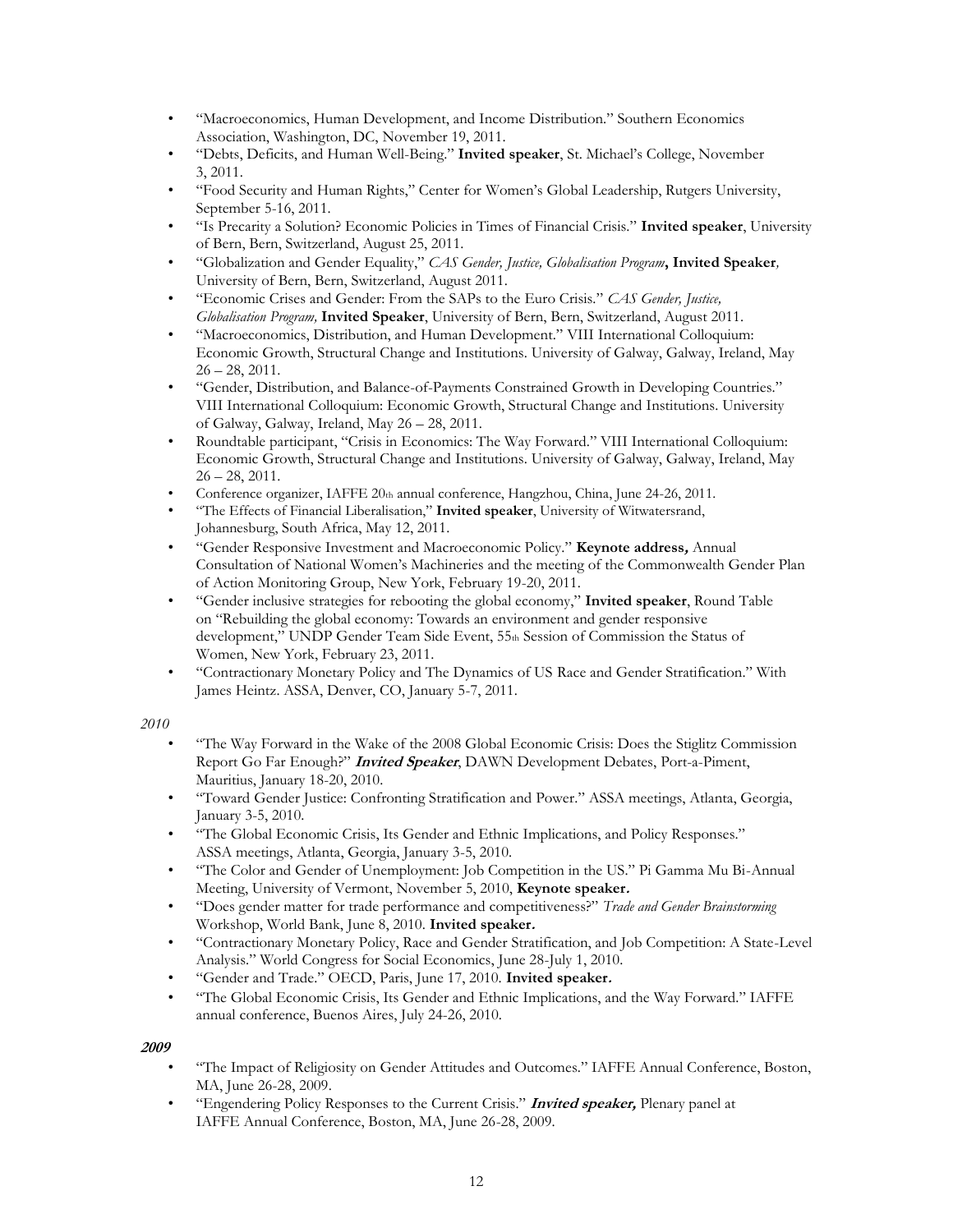- "Macroeconomics, Human Development, and Income Distribution." Southern Economics Association, Washington, DC, November 19, 2011.
- "Debts, Deficits, and Human Well-Being." **Invited speaker**, St. Michael's College, November 3, 2011.
- "Food Security and Human Rights," Center for Women's Global Leadership, Rutgers University, September 5-16, 2011.
- "Is Precarity a Solution? Economic Policies in Times of Financial Crisis." **Invited speaker**, University of Bern, Bern, Switzerland, August 25, 2011.
- "Globalization and Gender Equality," *CAS Gender, Justice, Globalisation Program***, Invited Speaker***,* University of Bern, Bern, Switzerland, August 2011.
- "Economic Crises and Gender: From the SAPs to the Euro Crisis." *CAS Gender, Justice, Globalisation Program,* **Invited Speaker**, University of Bern, Bern, Switzerland, August 2011.
- "Macroeconomics, Distribution, and Human Development." VIII International Colloquium: Economic Growth, Structural Change and Institutions. University of Galway, Galway, Ireland, May 26 – 28, 2011.
- "Gender, Distribution, and Balance-of-Payments Constrained Growth in Developing Countries." VIII International Colloquium: Economic Growth, Structural Change and Institutions. University of Galway, Galway, Ireland, May 26 – 28, 2011.
- Roundtable participant, "Crisis in Economics: The Way Forward." VIII International Colloquium: Economic Growth, Structural Change and Institutions. University of Galway, Galway, Ireland, May 26 – 28, 2011.
- Conference organizer, IAFFE 20th annual conference, Hangzhou, China, June 24-26, 2011.
- "The Effects of Financial Liberalisation," **Invited speaker**, University of Witwatersrand, Johannesburg, South Africa, May 12, 2011.
- "Gender Responsive Investment and Macroeconomic Policy." **Keynote address***,* Annual Consultation of National Women's Machineries and the meeting of the Commonwealth Gender Plan of Action Monitoring Group, New York, February 19-20, 2011.
- "Gender inclusive strategies for rebooting the global economy," **Invited speaker**, Round Table on "Rebuilding the global economy: Towards an environment and gender responsive development," UNDP Gender Team Side Event, 55th Session of Commission the Status of Women, New York, February 23, 2011.
- "Contractionary Monetary Policy and The Dynamics of US Race and Gender Stratification." With James Heintz. ASSA, Denver, CO, January 5-7, 2011.

*2010*

- "The Way Forward in the Wake of the 2008 Global Economic Crisis: Does the Stiglitz Commission Report Go Far Enough?" ***Invited Speaker***, DAWN Development Debates, Port-a-Piment, Mauritius, January 18-20, 2010.
- "Toward Gender Justice: Confronting Stratification and Power." ASSA meetings, Atlanta, Georgia, January 3-5, 2010.
- "The Global Economic Crisis, Its Gender and Ethnic Implications, and Policy Responses." ASSA meetings, Atlanta, Georgia, January 3-5, 2010.
- "The Color and Gender of Unemployment: Job Competition in the US." Pi Gamma Mu Bi-Annual Meeting, University of Vermont, November 5, 2010, **Keynote speaker***.*
- "Does gender matter for trade performance and competitiveness?" *Trade and Gender Brainstorming* Workshop, World Bank, June 8, 2010. **Invited speaker***.*
- "Contractionary Monetary Policy, Race and Gender Stratification, and Job Competition: A State-Level Analysis." World Congress for Social Economics, June 28-July 1, 2010.
- "Gender and Trade." OECD, Paris, June 17, 2010. **Invited speaker***.*
- "The Global Economic Crisis, Its Gender and Ethnic Implications, and the Way Forward." IAFFE annual conference, Buenos Aires, July 24-26, 2010.

***2009***

- "The Impact of Religiosity on Gender Attitudes and Outcomes." IAFFE Annual Conference, Boston, MA, June 26-28, 2009.
- "Engendering Policy Responses to the Current Crisis." ***Invited speaker,*** Plenary panel at IAFFE Annual Conference, Boston, MA, June 26-28, 2009.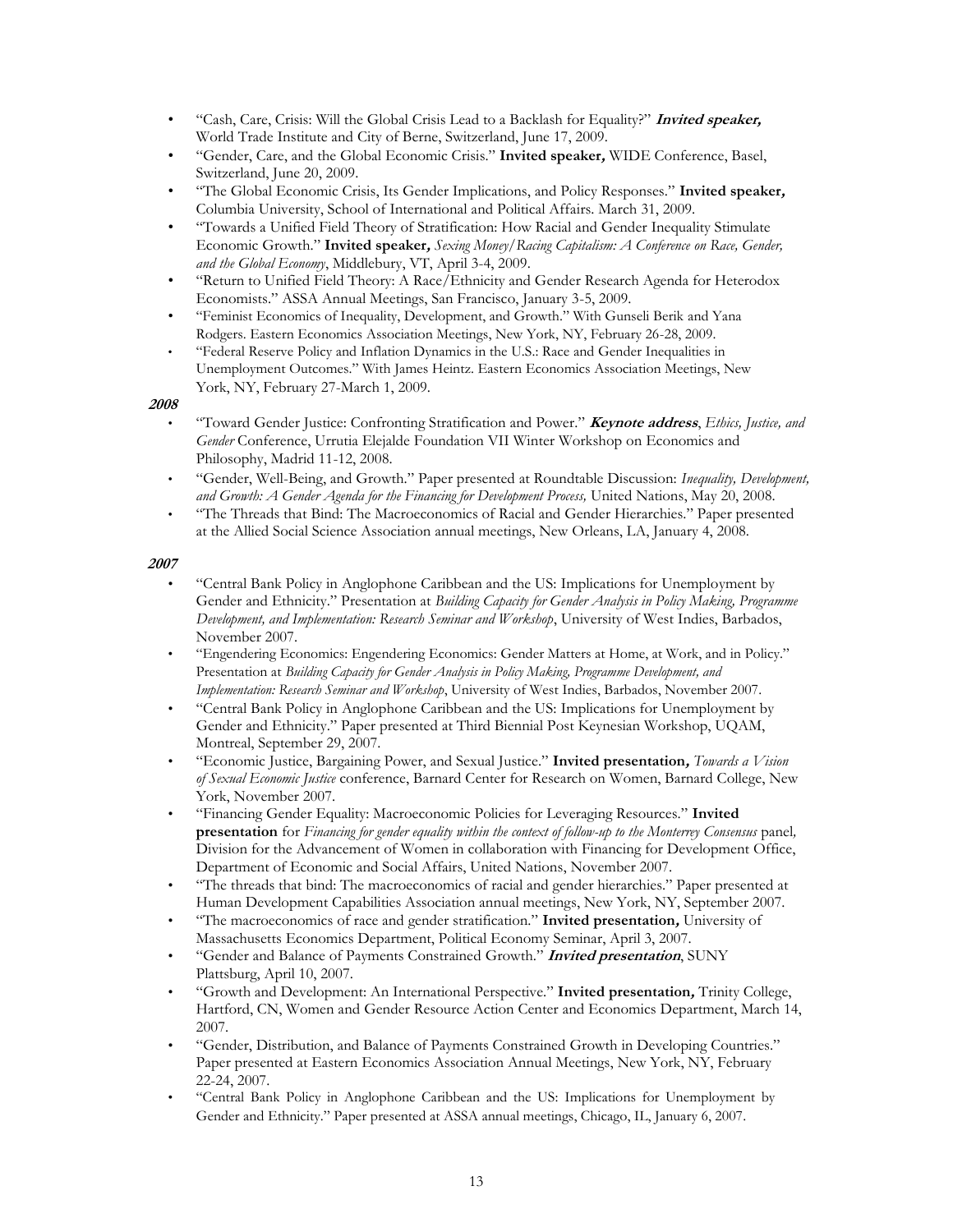- "Cash, Care, Crisis: Will the Global Crisis Lead to a Backlash for Equality?" ***Invited speaker,*** World Trade Institute and City of Berne, Switzerland, June 17, 2009.
- "Gender, Care, and the Global Economic Crisis." **Invited speaker,** WIDE Conference, Basel, Switzerland, June 20, 2009.
- "The Global Economic Crisis, Its Gender Implications, and Policy Responses." **Invited speaker,** Columbia University, School of International and Political Affairs. March 31, 2009.
- "Towards a Unified Field Theory of Stratification: How Racial and Gender Inequality Stimulate Economic Growth." **Invited speaker,** *Sexing Money/Racing Capitalism: A Conference on Race, Gender, and the Global Economy*, Middlebury, VT, April 3-4, 2009.
- "Return to Unified Field Theory: A Race/Ethnicity and Gender Research Agenda for Heterodox Economists." ASSA Annual Meetings, San Francisco, January 3-5, 2009.
- "Feminist Economics of Inequality, Development, and Growth." With Gunseli Berik and Yana Rodgers. Eastern Economics Association Meetings, New York, NY, February 26-28, 2009.
- "Federal Reserve Policy and Inflation Dynamics in the U.S.: Race and Gender Inequalities in Unemployment Outcomes." With James Heintz. Eastern Economics Association Meetings, New York, NY, February 27-March 1, 2009.

***2008***

- "Toward Gender Justice: Confronting Stratification and Power." ***Keynote address***, *Ethics, Justice, and Gender* Conference, Urrutia Elejalde Foundation VII Winter Workshop on Economics and Philosophy, Madrid 11-12, 2008.
- "Gender, Well-Being, and Growth." Paper presented at Roundtable Discussion: *Inequality, Development, and Growth: A Gender Agenda for the Financing for Development Process,* United Nations, May 20, 2008.
- "The Threads that Bind: The Macroeconomics of Racial and Gender Hierarchies." Paper presented at the Allied Social Science Association annual meetings, New Orleans, LA, January 4, 2008.

***2007***

- "Central Bank Policy in Anglophone Caribbean and the US: Implications for Unemployment by Gender and Ethnicity." Presentation at *Building Capacity for Gender Analysis in Policy Making, Programme Development, and Implementation: Research Seminar and Workshop*, University of West Indies, Barbados, November 2007.
- "Engendering Economics: Engendering Economics: Gender Matters at Home, at Work, and in Policy." Presentation at *Building Capacity for Gender Analysis in Policy Making, Programme Development, and Implementation: Research Seminar and Workshop*, University of West Indies, Barbados, November 2007.
- "Central Bank Policy in Anglophone Caribbean and the US: Implications for Unemployment by Gender and Ethnicity." Paper presented at Third Biennial Post Keynesian Workshop, UQAM, Montreal, September 29, 2007.
- "Economic Justice, Bargaining Power, and Sexual Justice." **Invited presentation,** *Towards a Vision of Sexual Economic Justice* conference, Barnard Center for Research on Women, Barnard College, New York, November 2007.
- "Financing Gender Equality: Macroeconomic Policies for Leveraging Resources." **Invited presentation** for *Financing for gender equality within the context of follow-up to the Monterrey Consensus* panel*,* Division for the Advancement of Women in collaboration with Financing for Development Office, Department of Economic and Social Affairs, United Nations, November 2007.
- "The threads that bind: The macroeconomics of racial and gender hierarchies." Paper presented at Human Development Capabilities Association annual meetings, New York, NY, September 2007.
- "The macroeconomics of race and gender stratification." **Invited presentation,** University of Massachusetts Economics Department, Political Economy Seminar, April 3, 2007.
- "Gender and Balance of Payments Constrained Growth." ***Invited presentation***, SUNY Plattsburg, April 10, 2007.
- "Growth and Development: An International Perspective." **Invited presentation,** Trinity College, Hartford, CN, Women and Gender Resource Action Center and Economics Department, March 14, 2007.
- "Gender, Distribution, and Balance of Payments Constrained Growth in Developing Countries." Paper presented at Eastern Economics Association Annual Meetings, New York, NY, February 22-24, 2007.
- "Central Bank Policy in Anglophone Caribbean and the US: Implications for Unemployment by Gender and Ethnicity." Paper presented at ASSA annual meetings, Chicago, IL, January 6, 2007.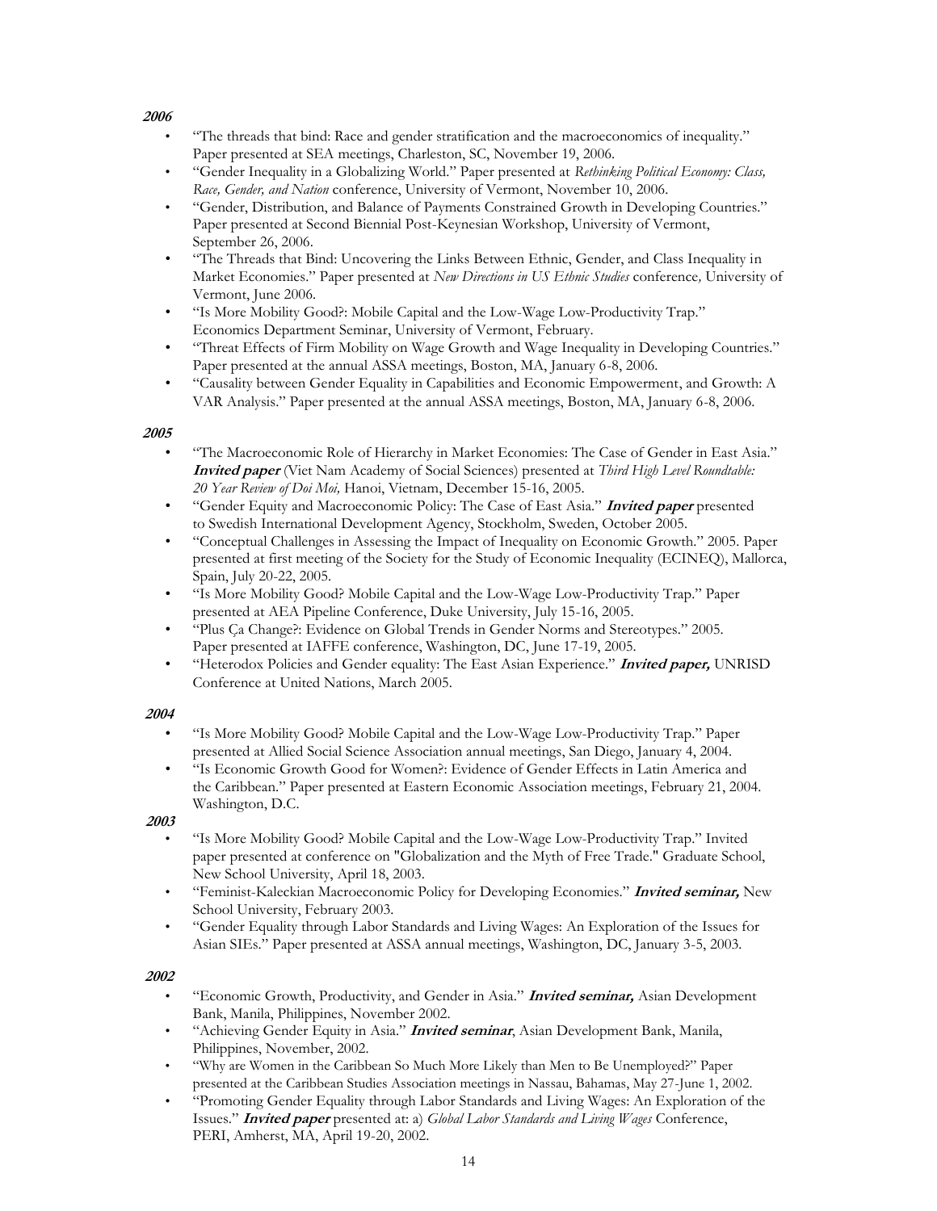***2006***

- "The threads that bind: Race and gender stratification and the macroeconomics of inequality." Paper presented at SEA meetings, Charleston, SC, November 19, 2006.
- "Gender Inequality in a Globalizing World." Paper presented at *Rethinking Political Economy: Class, Race, Gender, and Nation* conference, University of Vermont, November 10, 2006.
- "Gender, Distribution, and Balance of Payments Constrained Growth in Developing Countries." Paper presented at Second Biennial Post-Keynesian Workshop, University of Vermont, September 26, 2006.
- "The Threads that Bind: Uncovering the Links Between Ethnic, Gender, and Class Inequality in Market Economies." Paper presented at *New Directions in US Ethnic Studies* conference*,* University of Vermont, June 2006.
- "Is More Mobility Good?: Mobile Capital and the Low-Wage Low-Productivity Trap." Economics Department Seminar, University of Vermont, February.
- "Threat Effects of Firm Mobility on Wage Growth and Wage Inequality in Developing Countries." Paper presented at the annual ASSA meetings, Boston, MA, January 6-8, 2006.
- "Causality between Gender Equality in Capabilities and Economic Empowerment, and Growth: A VAR Analysis." Paper presented at the annual ASSA meetings, Boston, MA, January 6-8, 2006.

***2005***

- "The Macroeconomic Role of Hierarchy in Market Economies: The Case of Gender in East Asia." ***Invited paper*** (Viet Nam Academy of Social Sciences) presented at *Third High Level Roundtable: 20 Year Review of Doi Moi,* Hanoi, Vietnam, December 15-16, 2005.
- "Gender Equity and Macroeconomic Policy: The Case of East Asia." ***Invited paper*** presented to Swedish International Development Agency, Stockholm, Sweden, October 2005.
- "Conceptual Challenges in Assessing the Impact of Inequality on Economic Growth." 2005. Paper presented at first meeting of the Society for the Study of Economic Inequality (ECINEQ), Mallorca, Spain, July 20-22, 2005.
- "Is More Mobility Good? Mobile Capital and the Low-Wage Low-Productivity Trap." Paper presented at AEA Pipeline Conference, Duke University, July 15-16, 2005.
- "Plus Ça Change?: Evidence on Global Trends in Gender Norms and Stereotypes." 2005. Paper presented at IAFFE conference, Washington, DC, June 17-19, 2005.
- "Heterodox Policies and Gender equality: The East Asian Experience." ***Invited paper,*** UNRISD Conference at United Nations, March 2005.

***2004***

- "Is More Mobility Good? Mobile Capital and the Low-Wage Low-Productivity Trap." Paper presented at Allied Social Science Association annual meetings, San Diego, January 4, 2004.
- "Is Economic Growth Good for Women?: Evidence of Gender Effects in Latin America and the Caribbean." Paper presented at Eastern Economic Association meetings, February 21, 2004. Washington, D.C.

***2003***

- "Is More Mobility Good? Mobile Capital and the Low-Wage Low-Productivity Trap." Invited paper presented at conference on "Globalization and the Myth of Free Trade." Graduate School, New School University, April 18, 2003.
- "Feminist-Kaleckian Macroeconomic Policy for Developing Economies." ***Invited seminar,*** New School University, February 2003.
- "Gender Equality through Labor Standards and Living Wages: An Exploration of the Issues for Asian SIEs." Paper presented at ASSA annual meetings, Washington, DC, January 3-5, 2003.

***2002***

- "Economic Growth, Productivity, and Gender in Asia." ***Invited seminar,*** Asian Development Bank, Manila, Philippines, November 2002.
- "Achieving Gender Equity in Asia." ***Invited seminar***, Asian Development Bank, Manila, Philippines, November, 2002.
- "Why are Women in the Caribbean So Much More Likely than Men to Be Unemployed?" Paper presented at the Caribbean Studies Association meetings in Nassau, Bahamas, May 27-June 1, 2002.
- "Promoting Gender Equality through Labor Standards and Living Wages: An Exploration of the Issues." ***Invited paper*** presented at: a) *Global Labor Standards and Living Wages* Conference, PERI, Amherst, MA, April 19-20, 2002.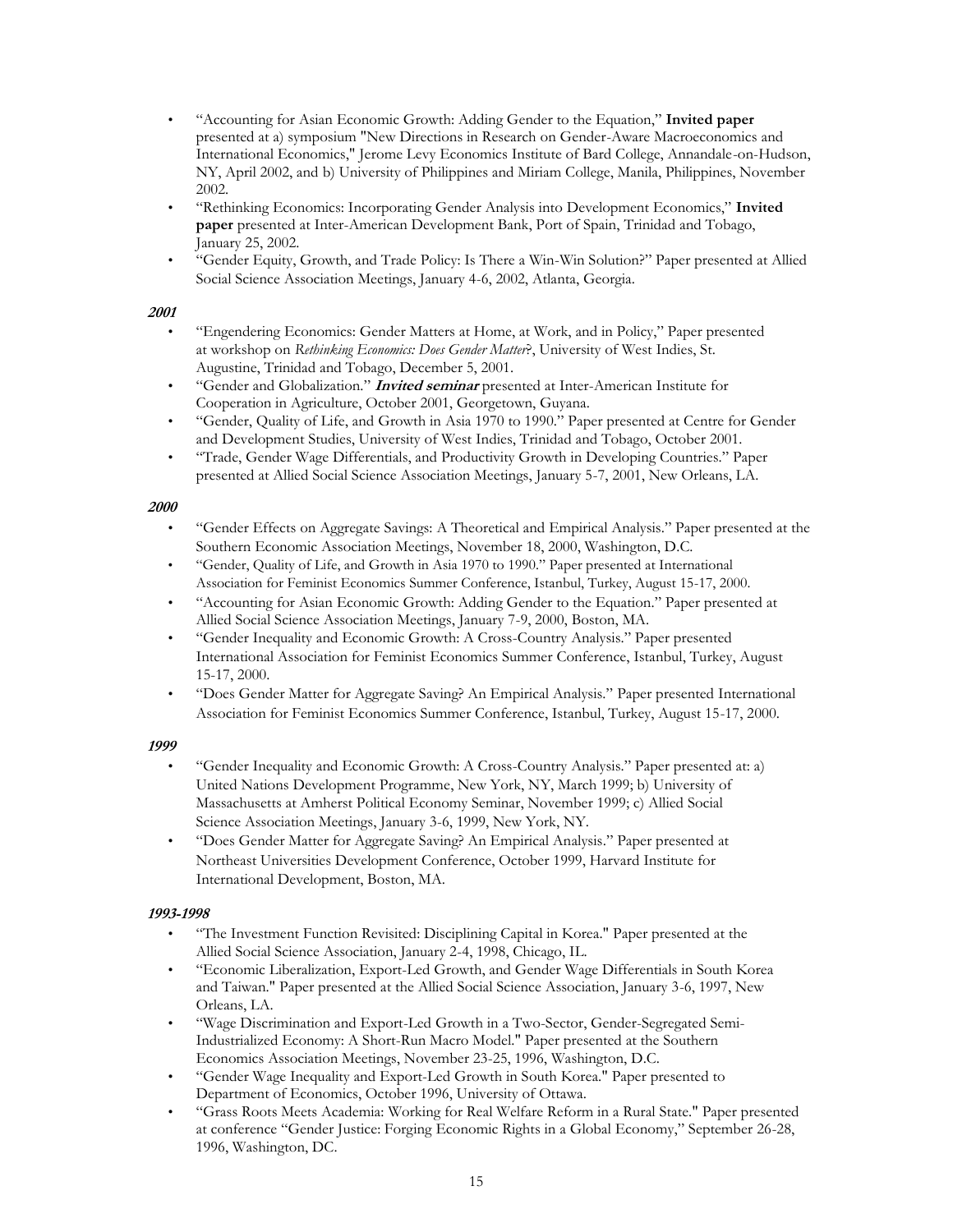- "Accounting for Asian Economic Growth: Adding Gender to the Equation," **Invited paper** presented at a) symposium "New Directions in Research on Gender-Aware Macroeconomics and International Economics," Jerome Levy Economics Institute of Bard College, Annandale-on-Hudson, NY, April 2002, and b) University of Philippines and Miriam College, Manila, Philippines, November 2002.
- "Rethinking Economics: Incorporating Gender Analysis into Development Economics," **Invited paper** presented at Inter-American Development Bank, Port of Spain, Trinidad and Tobago, January 25, 2002.
- "Gender Equity, Growth, and Trade Policy: Is There a Win-Win Solution?" Paper presented at Allied Social Science Association Meetings, January 4-6, 2002, Atlanta, Georgia.

***2001***

- "Engendering Economics: Gender Matters at Home, at Work, and in Policy," Paper presented at workshop on *Rethinking Economics: Does Gender Matter*?, University of West Indies, St. Augustine, Trinidad and Tobago, December 5, 2001.
- "Gender and Globalization." ***Invited seminar*** presented at Inter-American Institute for Cooperation in Agriculture, October 2001, Georgetown, Guyana.
- "Gender, Quality of Life, and Growth in Asia 1970 to 1990." Paper presented at Centre for Gender and Development Studies, University of West Indies, Trinidad and Tobago, October 2001.
- "Trade, Gender Wage Differentials, and Productivity Growth in Developing Countries." Paper presented at Allied Social Science Association Meetings, January 5-7, 2001, New Orleans, LA.

***2000***

- "Gender Effects on Aggregate Savings: A Theoretical and Empirical Analysis." Paper presented at the Southern Economic Association Meetings, November 18, 2000, Washington, D.C.
- "Gender, Quality of Life, and Growth in Asia 1970 to 1990." Paper presented at International Association for Feminist Economics Summer Conference, Istanbul, Turkey, August 15-17, 2000.
- "Accounting for Asian Economic Growth: Adding Gender to the Equation." Paper presented at Allied Social Science Association Meetings, January 7-9, 2000, Boston, MA.
- "Gender Inequality and Economic Growth: A Cross-Country Analysis." Paper presented International Association for Feminist Economics Summer Conference, Istanbul, Turkey, August 15-17, 2000.
- "Does Gender Matter for Aggregate Saving? An Empirical Analysis." Paper presented International Association for Feminist Economics Summer Conference, Istanbul, Turkey, August 15-17, 2000.

***1999***

- "Gender Inequality and Economic Growth: A Cross-Country Analysis." Paper presented at: a) United Nations Development Programme, New York, NY, March 1999; b) University of Massachusetts at Amherst Political Economy Seminar, November 1999; c) Allied Social Science Association Meetings, January 3-6, 1999, New York, NY.
- "Does Gender Matter for Aggregate Saving? An Empirical Analysis." Paper presented at Northeast Universities Development Conference, October 1999, Harvard Institute for International Development, Boston, MA.

***1993-1998***

- "The Investment Function Revisited: Disciplining Capital in Korea." Paper presented at the Allied Social Science Association, January 2-4, 1998, Chicago, IL.
- "Economic Liberalization, Export-Led Growth, and Gender Wage Differentials in South Korea and Taiwan." Paper presented at the Allied Social Science Association, January 3-6, 1997, New Orleans, LA.
- "Wage Discrimination and Export-Led Growth in a Two-Sector, Gender-Segregated Semi-Industrialized Economy: A Short-Run Macro Model." Paper presented at the Southern Economics Association Meetings, November 23-25, 1996, Washington, D.C.
- "Gender Wage Inequality and Export-Led Growth in South Korea." Paper presented to Department of Economics, October 1996, University of Ottawa.
- "Grass Roots Meets Academia: Working for Real Welfare Reform in a Rural State." Paper presented at conference "Gender Justice: Forging Economic Rights in a Global Economy," September 26-28, 1996, Washington, DC.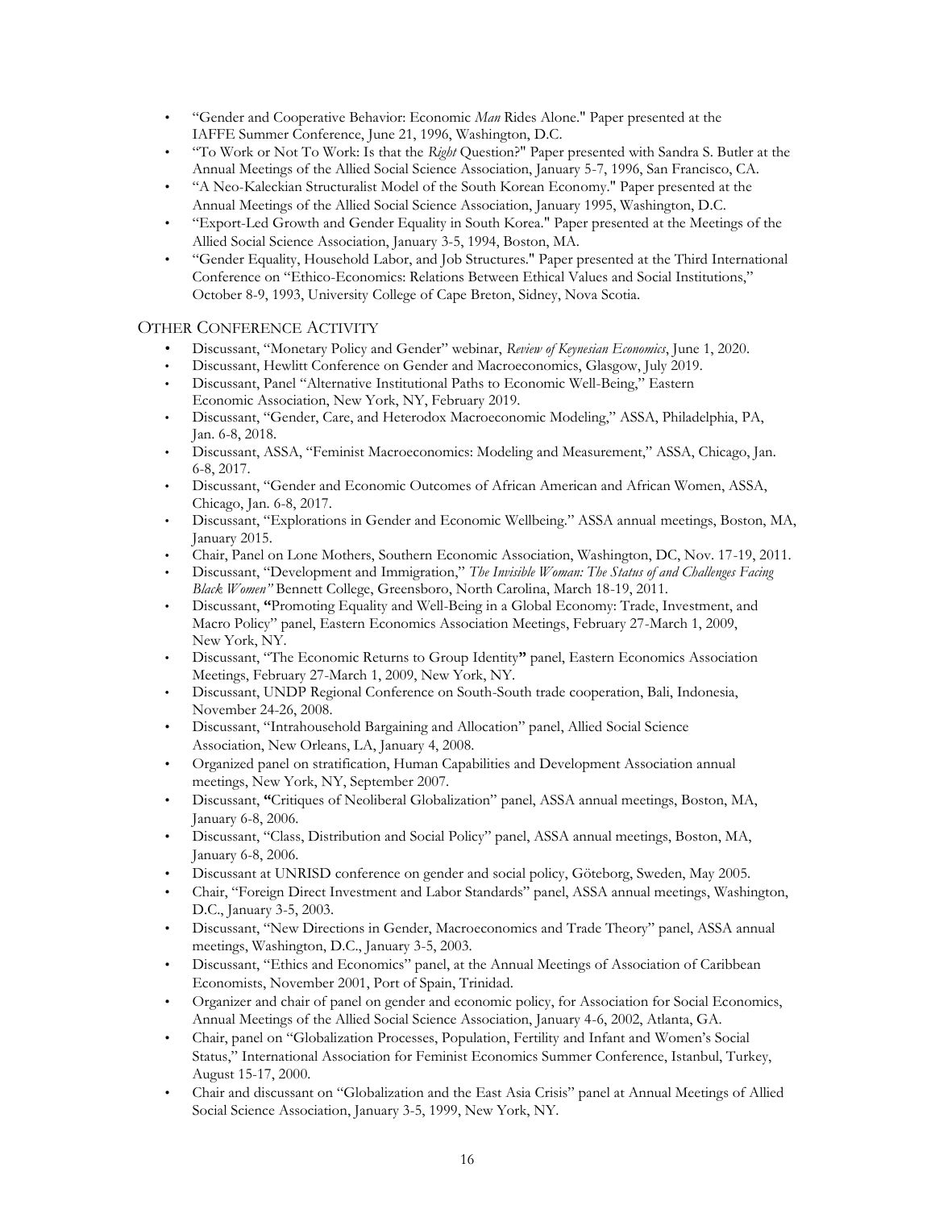- "Gender and Cooperative Behavior: Economic *Man* Rides Alone." Paper presented at the IAFFE Summer Conference, June 21, 1996, Washington, D.C.
- "To Work or Not To Work: Is that the *Right* Question?" Paper presented with Sandra S. Butler at the Annual Meetings of the Allied Social Science Association, January 5-7, 1996, San Francisco, CA.
- "A Neo-Kaleckian Structuralist Model of the South Korean Economy." Paper presented at the Annual Meetings of the Allied Social Science Association, January 1995, Washington, D.C.
- "Export-Led Growth and Gender Equality in South Korea." Paper presented at the Meetings of the Allied Social Science Association, January 3-5, 1994, Boston, MA.
- "Gender Equality, Household Labor, and Job Structures." Paper presented at the Third International Conference on "Ethico-Economics: Relations Between Ethical Values and Social Institutions," October 8-9, 1993, University College of Cape Breton, Sidney, Nova Scotia.

## Other Conference Activity

- Discussant, "Monetary Policy and Gender" webinar, *Review of Keynesian Economics*, June 1, 2020.
- Discussant, Hewlitt Conference on Gender and Macroeconomics, Glasgow, July 2019.
- Discussant, Panel "Alternative Institutional Paths to Economic Well-Being," Eastern Economic Association, New York, NY, February 2019.
- Discussant, "Gender, Care, and Heterodox Macroeconomic Modeling," ASSA, Philadelphia, PA, Jan. 6-8, 2018.
- Discussant, ASSA, "Feminist Macroeconomics: Modeling and Measurement," ASSA, Chicago, Jan. 6-8, 2017.
- Discussant, "Gender and Economic Outcomes of African American and African Women, ASSA, Chicago, Jan. 6-8, 2017.
- Discussant, "Explorations in Gender and Economic Wellbeing." ASSA annual meetings, Boston, MA, January 2015.
- Chair, Panel on Lone Mothers, Southern Economic Association, Washington, DC, Nov. 17-19, 2011.
- Discussant, "Development and Immigration," *The Invisible Woman: The Status of and Challenges Facing Black Women"* Bennett College, Greensboro, North Carolina, March 18-19, 2011.
- Discussant, **"**Promoting Equality and Well-Being in a Global Economy: Trade, Investment, and Macro Policy" panel, Eastern Economics Association Meetings, February 27-March 1, 2009, New York, NY.
- Discussant, "The Economic Returns to Group Identity**"** panel, Eastern Economics Association Meetings, February 27-March 1, 2009, New York, NY.
- Discussant, UNDP Regional Conference on South-South trade cooperation, Bali, Indonesia, November 24-26, 2008.
- Discussant, "Intrahousehold Bargaining and Allocation" panel, Allied Social Science Association, New Orleans, LA, January 4, 2008.
- Organized panel on stratification, Human Capabilities and Development Association annual meetings, New York, NY, September 2007.
- Discussant, **"**Critiques of Neoliberal Globalization" panel, ASSA annual meetings, Boston, MA, January 6-8, 2006.
- Discussant, "Class, Distribution and Social Policy" panel, ASSA annual meetings, Boston, MA, January 6-8, 2006.
- Discussant at UNRISD conference on gender and social policy, Göteborg, Sweden, May 2005.
- Chair, "Foreign Direct Investment and Labor Standards" panel, ASSA annual meetings, Washington, D.C., January 3-5, 2003.
- Discussant, "New Directions in Gender, Macroeconomics and Trade Theory" panel, ASSA annual meetings, Washington, D.C., January 3-5, 2003.
- Discussant, "Ethics and Economics" panel, at the Annual Meetings of Association of Caribbean Economists, November 2001, Port of Spain, Trinidad.
- Organizer and chair of panel on gender and economic policy, for Association for Social Economics, Annual Meetings of the Allied Social Science Association, January 4-6, 2002, Atlanta, GA.
- Chair, panel on "Globalization Processes, Population, Fertility and Infant and Women's Social Status," International Association for Feminist Economics Summer Conference, Istanbul, Turkey, August 15-17, 2000.
- Chair and discussant on "Globalization and the East Asia Crisis" panel at Annual Meetings of Allied Social Science Association, January 3-5, 1999, New York, NY.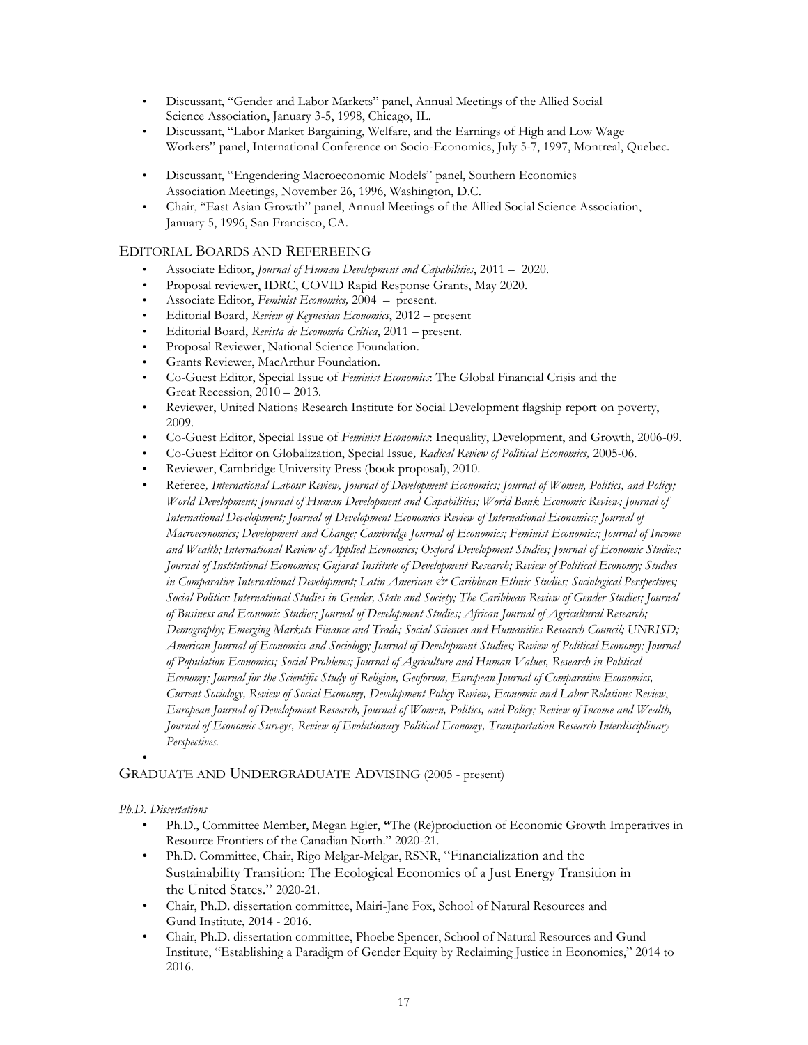- Discussant, "Gender and Labor Markets" panel, Annual Meetings of the Allied Social Science Association, January 3-5, 1998, Chicago, IL.
- Discussant, "Labor Market Bargaining, Welfare, and the Earnings of High and Low Wage Workers" panel, International Conference on Socio-Economics, July 5-7, 1997, Montreal, Quebec.
- Discussant, "Engendering Macroeconomic Models" panel, Southern Economics Association Meetings, November 26, 1996, Washington, D.C.
- Chair, "East Asian Growth" panel, Annual Meetings of the Allied Social Science Association, January 5, 1996, San Francisco, CA.

## EDITORIAL BOARDS AND REFEREEING

- Associate Editor, *Journal of Human Development and Capabilities*, 2011 – 2020.
- Proposal reviewer, IDRC, COVID Rapid Response Grants, May 2020.
- Associate Editor, *Feminist Economics,* 2004 – present.
- Editorial Board, *Review of Keynesian Economics*, 2012 – present
- Editorial Board, *Revista de Economía Crítica*, 2011 – present.
- Proposal Reviewer, National Science Foundation.
- Grants Reviewer, MacArthur Foundation.
- Co-Guest Editor, Special Issue of *Feminist Economics*: The Global Financial Crisis and the Great Recession, 2010 – 2013.
- Reviewer, United Nations Research Institute for Social Development flagship report on poverty, 2009.
- Co-Guest Editor, Special Issue of *Feminist Economics*: Inequality, Development, and Growth, 2006-09.
- Co-Guest Editor on Globalization, Special Issue*, Radical Review of Political Economics,* 2005-06.
- Reviewer, Cambridge University Press (book proposal), 2010.
- Referee*, International Labour Review, Journal of Development Economics; Journal of Women, Politics, and Policy; World Development; Journal of Human Development and Capabilities; World Bank Economic Review; Journal of International Development; Journal of Development Economics Review of International Economics; Journal of Macroeconomics; Development and Change; Cambridge Journal of Economics; Feminist Economics; Journal of Income and Wealth; International Review of Applied Economics; Oxford Development Studies; Journal of Economic Studies; Journal of Institutional Economics; Gujarat Institute of Development Research; Review of Political Economy; Studies in Comparative International Development; Latin American & Caribbean Ethnic Studies; Sociological Perspectives; Social Politics: International Studies in Gender, State and Society; The Caribbean Review of Gender Studies; Journal of Business and Economic Studies; Journal of Development Studies; African Journal of Agricultural Research; Demography; Emerging Markets Finance and Trade; Social Sciences and Humanities Research Council; UNRISD; American Journal of Economics and Sociology; Journal of Development Studies; Review of Political Economy; Journal of Population Economics; Social Problems; Journal of Agriculture and Human Values, Research in Political Economy; Journal for the Scientific Study of Religion, Geoforum, European Journal of Comparative Economics, Current Sociology, Review of Social Economy, Development Policy Review, Economic and Labor Relations Review*, *European Journal of Development Research, Journal of Women, Politics, and Policy; Review of Income and Wealth, Journal of Economic Surveys, Review of Evolutionary Political Economy, Transportation Research Interdisciplinary Perspectives.*

## GRADUATE AND UNDERGRADUATE ADVISING (2005 - present)

*Ph.D. Dissertations*

- Ph.D., Committee Member, Megan Egler, **"**The (Re)production of Economic Growth Imperatives in Resource Frontiers of the Canadian North." 2020-21.
- Ph.D. Committee, Chair, Rigo Melgar-Melgar, RSNR, "Financialization and the Sustainability Transition: The Ecological Economics of a Just Energy Transition in the United States." 2020-21.
- Chair, Ph.D. dissertation committee, Mairi-Jane Fox, School of Natural Resources and Gund Institute, 2014 - 2016.
- Chair, Ph.D. dissertation committee, Phoebe Spencer, School of Natural Resources and Gund Institute, "Establishing a Paradigm of Gender Equity by Reclaiming Justice in Economics," 2014 to 2016.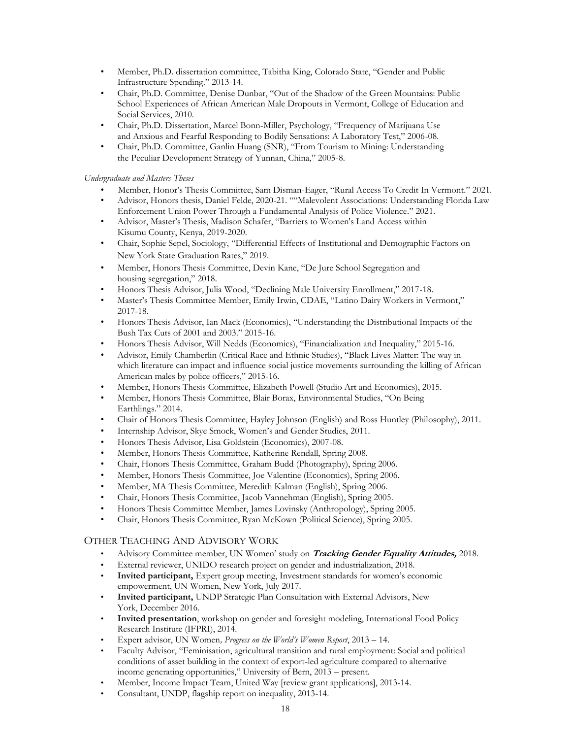- Member, Ph.D. dissertation committee, Tabitha King, Colorado State, "Gender and Public Infrastructure Spending." 2013-14.
- Chair, Ph.D. Committee, Denise Dunbar, "Out of the Shadow of the Green Mountains: Public School Experiences of African American Male Dropouts in Vermont, College of Education and Social Services, 2010.
- Chair, Ph.D. Dissertation, Marcel Bonn-Miller, Psychology, "Frequency of Marijuana Use and Anxious and Fearful Responding to Bodily Sensations: A Laboratory Test," 2006-08.
- Chair, Ph.D. Committee, Ganlin Huang (SNR), "From Tourism to Mining: Understanding the Peculiar Development Strategy of Yunnan, China," 2005-8.

*Undergraduate and Masters Theses*

- Member, Honor's Thesis Committee, Sam Disman-Eager, "Rural Access To Credit In Vermont." 2021.
- Advisor, Honors thesis, Daniel Felde, 2020-21. ""Malevolent Associations: Understanding Florida Law Enforcement Union Power Through a Fundamental Analysis of Police Violence." 2021.
- Advisor, Master's Thesis, Madison Schafer, "Barriers to Women's Land Access within Kisumu County, Kenya, 2019-2020.
- Chair, Sophie Sepel, Sociology, "Differential Effects of Institutional and Demographic Factors on New York State Graduation Rates," 2019.
- Member, Honors Thesis Committee, Devin Kane, "De Jure School Segregation and housing segregation," 2018.
- Honors Thesis Advisor, Julia Wood, "Declining Male University Enrollment," 2017-18.
- Master's Thesis Committee Member, Emily Irwin, CDAE, "Latino Dairy Workers in Vermont," 2017-18.
- Honors Thesis Advisor, Ian Mack (Economics), "Understanding the Distributional Impacts of the Bush Tax Cuts of 2001 and 2003." 2015-16.
- Honors Thesis Advisor, Will Nedds (Economics), "Financialization and Inequality," 2015-16.
- Advisor, Emily Chamberlin (Critical Race and Ethnic Studies), "Black Lives Matter: The way in which literature can impact and influence social justice movements surrounding the killing of African American males by police officers," 2015-16.
- Member, Honors Thesis Committee, Elizabeth Powell (Studio Art and Economics), 2015.
- Member, Honors Thesis Committee, Blair Borax, Environmental Studies, "On Being Earthlings." 2014.
- Chair of Honors Thesis Committee, Hayley Johnson (English) and Ross Huntley (Philosophy), 2011.
- Internship Advisor, Skye Smock, Women's and Gender Studies, 2011.
- Honors Thesis Advisor, Lisa Goldstein (Economics), 2007-08.
- Member, Honors Thesis Committee, Katherine Rendall, Spring 2008.
- Chair, Honors Thesis Committee, Graham Budd (Photography), Spring 2006.
- Member, Honors Thesis Committee, Joe Valentine (Economics), Spring 2006.
- Member, MA Thesis Committee, Meredith Kalman (English), Spring 2006.
- Chair, Honors Thesis Committee, Jacob Vannehman (English), Spring 2005.
- Honors Thesis Committee Member, James Lovinsky (Anthropology), Spring 2005.
- Chair, Honors Thesis Committee, Ryan McKown (Political Science), Spring 2005.

## Other Teaching And Advisory Work

- Advisory Committee member, UN Women' study on ***Tracking Gender Equality Attitudes,*** 2018.
- External reviewer, UNIDO research project on gender and industrialization, 2018.
- **Invited participant,** Expert group meeting, Investment standards for women's economic empowerment, UN Women, New York, July 2017.
- **Invited participant,** UNDP Strategic Plan Consultation with External Advisors, New York, December 2016.
- **Invited presentation**, workshop on gender and foresight modeling, International Food Policy Research Institute (IFPRI), 2014.
- Expert advisor, UN Women*, Progress on the World's Women Report*, 2013 – 14.
- Faculty Advisor, "Feminisation, agricultural transition and rural employment: Social and political conditions of asset building in the context of export-led agriculture compared to alternative income generating opportunities," University of Bern, 2013 – present.
- Member, Income Impact Team, United Way [review grant applications], 2013-14.
- Consultant, UNDP, flagship report on inequality, 2013-14.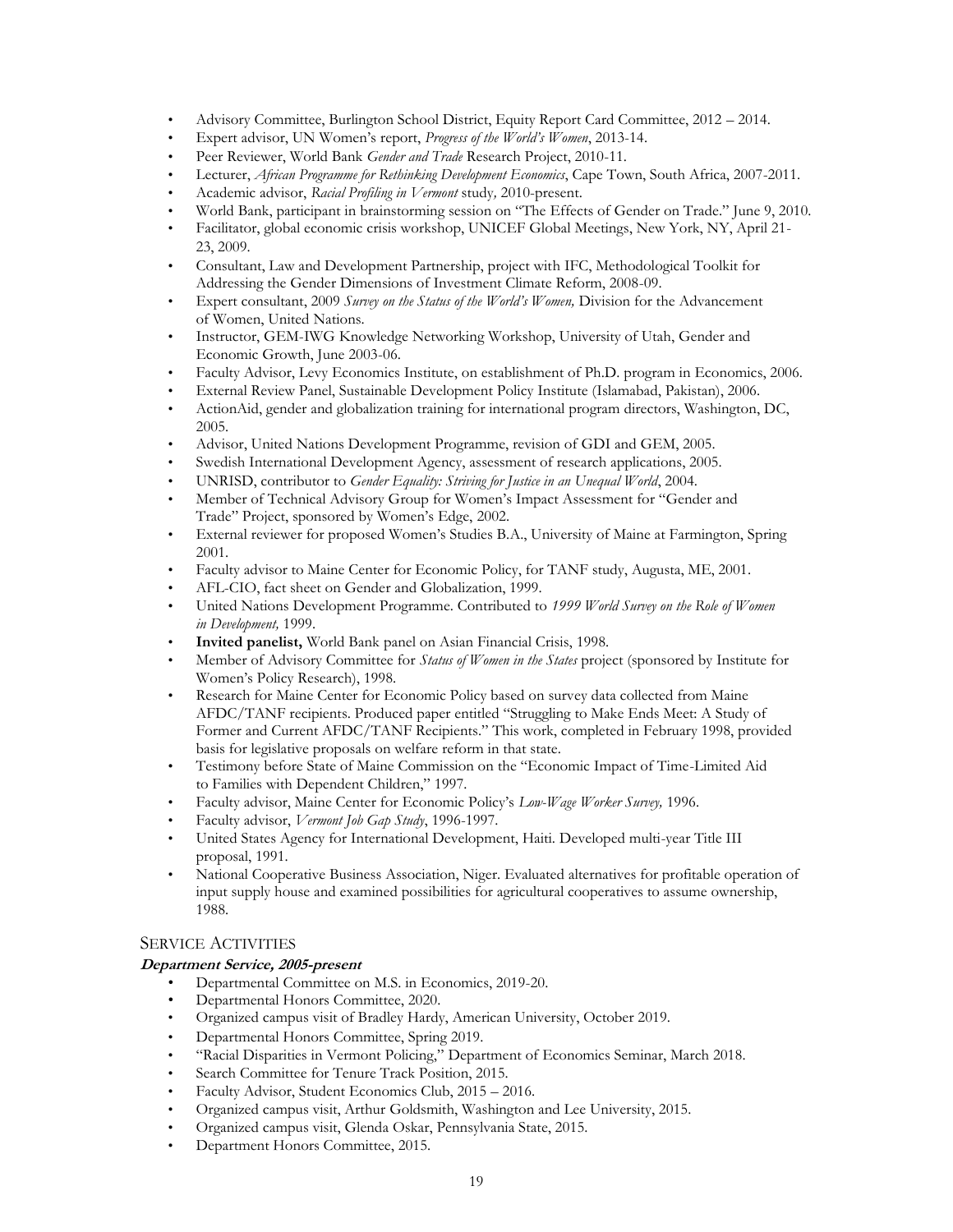- Advisory Committee, Burlington School District, Equity Report Card Committee, 2012 – 2014.
- Expert advisor, UN Women's report, *Progress of the World's Women*, 2013-14.
- Peer Reviewer, World Bank *Gender and Trade* Research Project, 2010-11.
- Lecturer, *African Programme for Rethinking Development Economics*, Cape Town, South Africa, 2007-2011.
- Academic advisor, *Racial Profiling in Vermont* study, 2010-present.
- World Bank, participant in brainstorming session on "The Effects of Gender on Trade." June 9, 2010.
- Facilitator, global economic crisis workshop, UNICEF Global Meetings, New York, NY, April 21-23, 2009.
- Consultant, Law and Development Partnership, project with IFC, Methodological Toolkit for Addressing the Gender Dimensions of Investment Climate Reform, 2008-09.
- Expert consultant, 2009 *Survey on the Status of the World's Women,* Division for the Advancement of Women, United Nations.
- Instructor, GEM-IWG Knowledge Networking Workshop, University of Utah, Gender and Economic Growth, June 2003-06.
- Faculty Advisor, Levy Economics Institute, on establishment of Ph.D. program in Economics, 2006.
- External Review Panel, Sustainable Development Policy Institute (Islamabad, Pakistan), 2006.
- ActionAid, gender and globalization training for international program directors, Washington, DC, 2005.
- Advisor, United Nations Development Programme, revision of GDI and GEM, 2005.
- Swedish International Development Agency, assessment of research applications, 2005.
- UNRISD, contributor to *Gender Equality: Striving for Justice in an Unequal World*, 2004.
- Member of Technical Advisory Group for Women's Impact Assessment for "Gender and Trade" Project, sponsored by Women's Edge, 2002.
- External reviewer for proposed Women's Studies B.A., University of Maine at Farmington, Spring 2001.
- Faculty advisor to Maine Center for Economic Policy, for TANF study, Augusta, ME, 2001.
- AFL-CIO, fact sheet on Gender and Globalization, 1999.
- United Nations Development Programme. Contributed to *1999 World Survey on the Role of Women in Development,* 1999.
- **Invited panelist,** World Bank panel on Asian Financial Crisis, 1998.
- Member of Advisory Committee for *Status of Women in the States* project (sponsored by Institute for Women's Policy Research), 1998.
- Research for Maine Center for Economic Policy based on survey data collected from Maine AFDC/TANF recipients. Produced paper entitled "Struggling to Make Ends Meet: A Study of Former and Current AFDC/TANF Recipients." This work, completed in February 1998, provided basis for legislative proposals on welfare reform in that state.
- Testimony before State of Maine Commission on the "Economic Impact of Time-Limited Aid to Families with Dependent Children," 1997.
- Faculty advisor, Maine Center for Economic Policy's *Low-Wage Worker Survey,* 1996.
- Faculty advisor, *Vermont Job Gap Study*, 1996-1997.
- United States Agency for International Development, Haiti. Developed multi-year Title III proposal, 1991.
- National Cooperative Business Association, Niger. Evaluated alternatives for profitable operation of input supply house and examined possibilities for agricultural cooperatives to assume ownership, 1988.

## SERVICE ACTIVITIES

### *Department Service, 2005-present*

- Departmental Committee on M.S. in Economics, 2019-20.
- Departmental Honors Committee, 2020.
- Organized campus visit of Bradley Hardy, American University, October 2019.
- Departmental Honors Committee, Spring 2019.
- "Racial Disparities in Vermont Policing," Department of Economics Seminar, March 2018.
- Search Committee for Tenure Track Position, 2015.
- Faculty Advisor, Student Economics Club, 2015 – 2016.
- Organized campus visit, Arthur Goldsmith, Washington and Lee University, 2015.
- Organized campus visit, Glenda Oskar, Pennsylvania State, 2015.
- Department Honors Committee, 2015.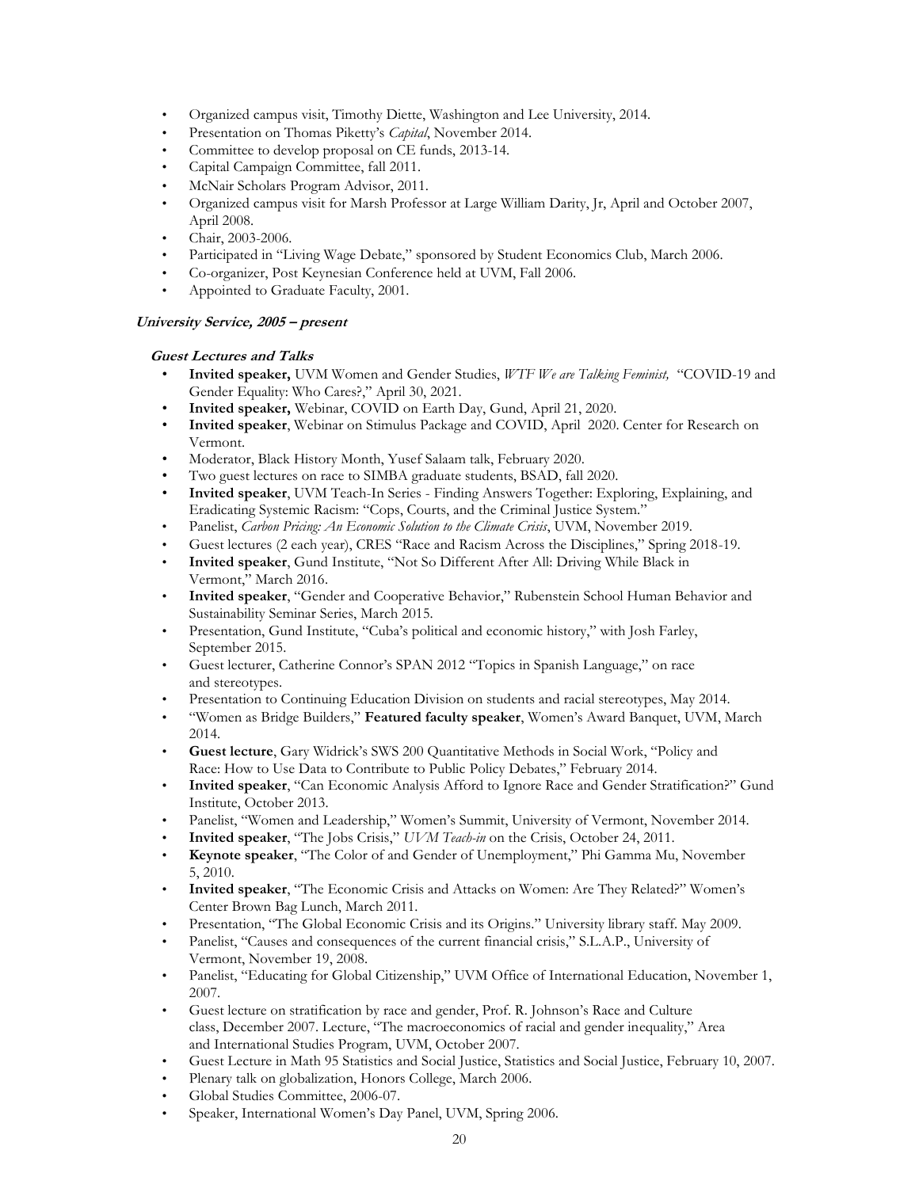- Organized campus visit, Timothy Diette, Washington and Lee University, 2014.
- Presentation on Thomas Piketty's *Capital*, November 2014.
- Committee to develop proposal on CE funds, 2013-14.
- Capital Campaign Committee, fall 2011.
- McNair Scholars Program Advisor, 2011.
- Organized campus visit for Marsh Professor at Large William Darity, Jr, April and October 2007, April 2008.
- Chair, 2003-2006.
- Participated in "Living Wage Debate," sponsored by Student Economics Club, March 2006.
- Co-organizer, Post Keynesian Conference held at UVM, Fall 2006.
- Appointed to Graduate Faculty, 2001.

***University Service, 2005 – present***

***Guest Lectures and Talks***

- **Invited speaker,** UVM Women and Gender Studies, *WTF We are Talking Feminist,* "COVID-19 and Gender Equality: Who Cares?," April 30, 2021.
- **Invited speaker,** Webinar, COVID on Earth Day, Gund, April 21, 2020.
- **Invited speaker**, Webinar on Stimulus Package and COVID, April 2020. Center for Research on Vermont.
- Moderator, Black History Month, Yusef Salaam talk, February 2020.
- Two guest lectures on race to SIMBA graduate students, BSAD, fall 2020.
- **Invited speaker**, UVM Teach-In Series - Finding Answers Together: Exploring, Explaining, and Eradicating Systemic Racism: "Cops, Courts, and the Criminal Justice System."
- Panelist, *Carbon Pricing: An Economic Solution to the Climate Crisis*, UVM, November 2019.
- Guest lectures (2 each year), CRES "Race and Racism Across the Disciplines," Spring 2018-19.
- **Invited speaker**, Gund Institute, "Not So Different After All: Driving While Black in Vermont," March 2016.
- **Invited speaker**, "Gender and Cooperative Behavior," Rubenstein School Human Behavior and Sustainability Seminar Series, March 2015.
- Presentation, Gund Institute, "Cuba's political and economic history," with Josh Farley, September 2015.
- Guest lecturer, Catherine Connor's SPAN 2012 "Topics in Spanish Language," on race and stereotypes.
- Presentation to Continuing Education Division on students and racial stereotypes, May 2014.
- "Women as Bridge Builders," **Featured faculty speaker**, Women's Award Banquet, UVM, March 2014.
- **Guest lecture**, Gary Widrick's SWS 200 Quantitative Methods in Social Work, "Policy and Race: How to Use Data to Contribute to Public Policy Debates," February 2014.
- **Invited speaker**, "Can Economic Analysis Afford to Ignore Race and Gender Stratification?" Gund Institute, October 2013.
- Panelist, "Women and Leadership," Women's Summit, University of Vermont, November 2014.
- **Invited speaker**, "The Jobs Crisis," *UVM Teach-in* on the Crisis, October 24, 2011.
- **Keynote speaker**, "The Color of and Gender of Unemployment," Phi Gamma Mu, November 5, 2010.
- **Invited speaker**, "The Economic Crisis and Attacks on Women: Are They Related?" Women's Center Brown Bag Lunch, March 2011.
- Presentation, "The Global Economic Crisis and its Origins." University library staff. May 2009.
- Panelist, "Causes and consequences of the current financial crisis," S.L.A.P., University of Vermont, November 19, 2008.
- Panelist, "Educating for Global Citizenship," UVM Office of International Education, November 1, 2007.
- Guest lecture on stratification by race and gender, Prof. R. Johnson's Race and Culture class, December 2007. Lecture, "The macroeconomics of racial and gender inequality," Area and International Studies Program, UVM, October 2007.
- Guest Lecture in Math 95 Statistics and Social Justice, Statistics and Social Justice, February 10, 2007.
- Plenary talk on globalization, Honors College, March 2006.
- Global Studies Committee, 2006-07.
- Speaker, International Women's Day Panel, UVM, Spring 2006.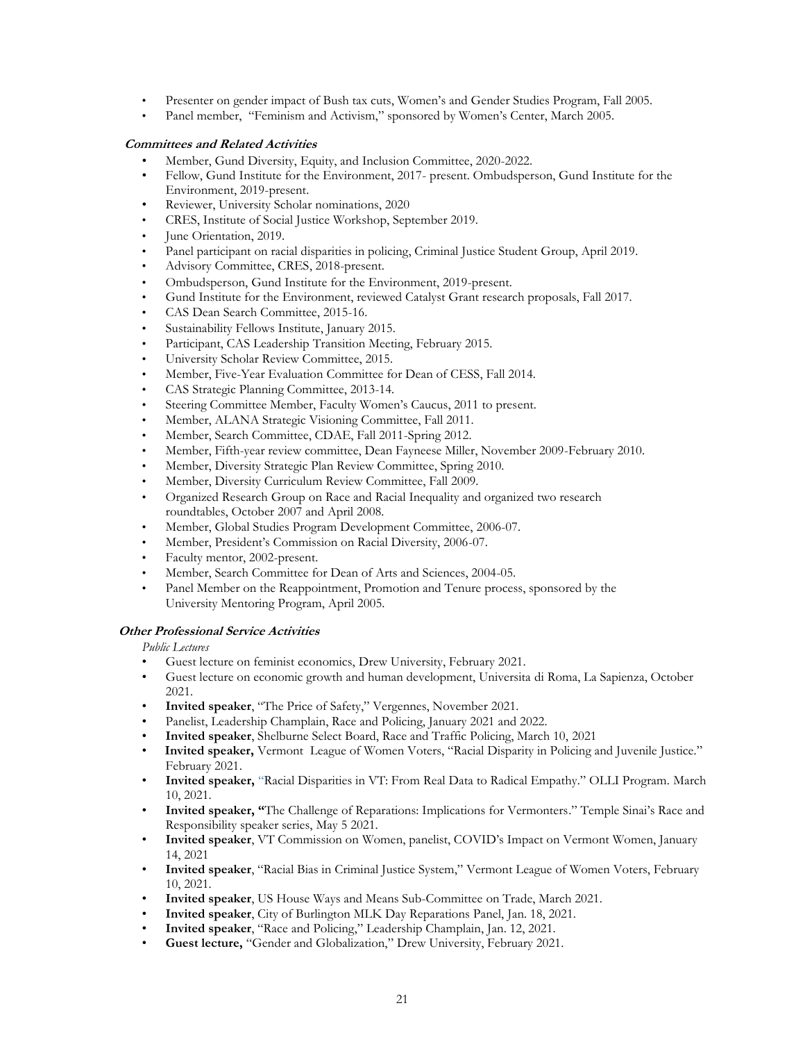- Presenter on gender impact of Bush tax cuts, Women's and Gender Studies Program, Fall 2005.
- Panel member, "Feminism and Activism," sponsored by Women's Center, March 2005.

#### ***Committees and Related Activities***

- Member, Gund Diversity, Equity, and Inclusion Committee, 2020-2022.
- Fellow, Gund Institute for the Environment, 2017- present. Ombudsperson, Gund Institute for the Environment, 2019-present.
- Reviewer, University Scholar nominations, 2020
- CRES, Institute of Social Justice Workshop, September 2019.
- June Orientation, 2019.
- Panel participant on racial disparities in policing, Criminal Justice Student Group, April 2019.
- Advisory Committee, CRES, 2018-present.
- Ombudsperson, Gund Institute for the Environment, 2019-present.
- Gund Institute for the Environment, reviewed Catalyst Grant research proposals, Fall 2017.
- CAS Dean Search Committee, 2015-16.
- Sustainability Fellows Institute, January 2015.
- Participant, CAS Leadership Transition Meeting, February 2015.
- University Scholar Review Committee, 2015.
- Member, Five-Year Evaluation Committee for Dean of CESS, Fall 2014.
- CAS Strategic Planning Committee, 2013-14.
- Steering Committee Member, Faculty Women's Caucus, 2011 to present.
- Member, ALANA Strategic Visioning Committee, Fall 2011.
- Member, Search Committee, CDAE, Fall 2011-Spring 2012.
- Member, Fifth-year review committee, Dean Fayneese Miller, November 2009-February 2010.
- Member, Diversity Strategic Plan Review Committee, Spring 2010.
- Member, Diversity Curriculum Review Committee, Fall 2009.
- Organized Research Group on Race and Racial Inequality and organized two research roundtables, October 2007 and April 2008.
- Member, Global Studies Program Development Committee, 2006-07.
- Member, President's Commission on Racial Diversity, 2006-07.
- Faculty mentor, 2002-present.
- Member, Search Committee for Dean of Arts and Sciences, 2004-05.
- Panel Member on the Reappointment, Promotion and Tenure process, sponsored by the University Mentoring Program, April 2005.

#### ***Other Professional Service Activities***

*Public Lectures*

- Guest lecture on feminist economics, Drew University, February 2021.
- Guest lecture on economic growth and human development, Universita di Roma, La Sapienza, October 2021.
- **Invited speaker**, "The Price of Safety," Vergennes, November 2021.
- Panelist, Leadership Champlain, Race and Policing, January 2021 and 2022.
- **Invited speaker**, Shelburne Select Board, Race and Traffic Policing, March 10, 2021
- **Invited speaker,** Vermont League of Women Voters, "Racial Disparity in Policing and Juvenile Justice." February 2021.
- **Invited speaker,** "Racial Disparities in VT: From Real Data to Radical Empathy." OLLI Program. March 10, 2021.
- **Invited speaker, "**The Challenge of Reparations: Implications for Vermonters." Temple Sinai's Race and Responsibility speaker series, May 5 2021.
- **Invited speaker**, VT Commission on Women, panelist, COVID's Impact on Vermont Women, January 14, 2021
- **Invited speaker**, "Racial Bias in Criminal Justice System," Vermont League of Women Voters, February 10, 2021.
- **Invited speaker**, US House Ways and Means Sub-Committee on Trade, March 2021.
- **Invited speaker**, City of Burlington MLK Day Reparations Panel, Jan. 18, 2021.
- **Invited speaker**, "Race and Policing," Leadership Champlain, Jan. 12, 2021.
- **Guest lecture,** "Gender and Globalization," Drew University, February 2021.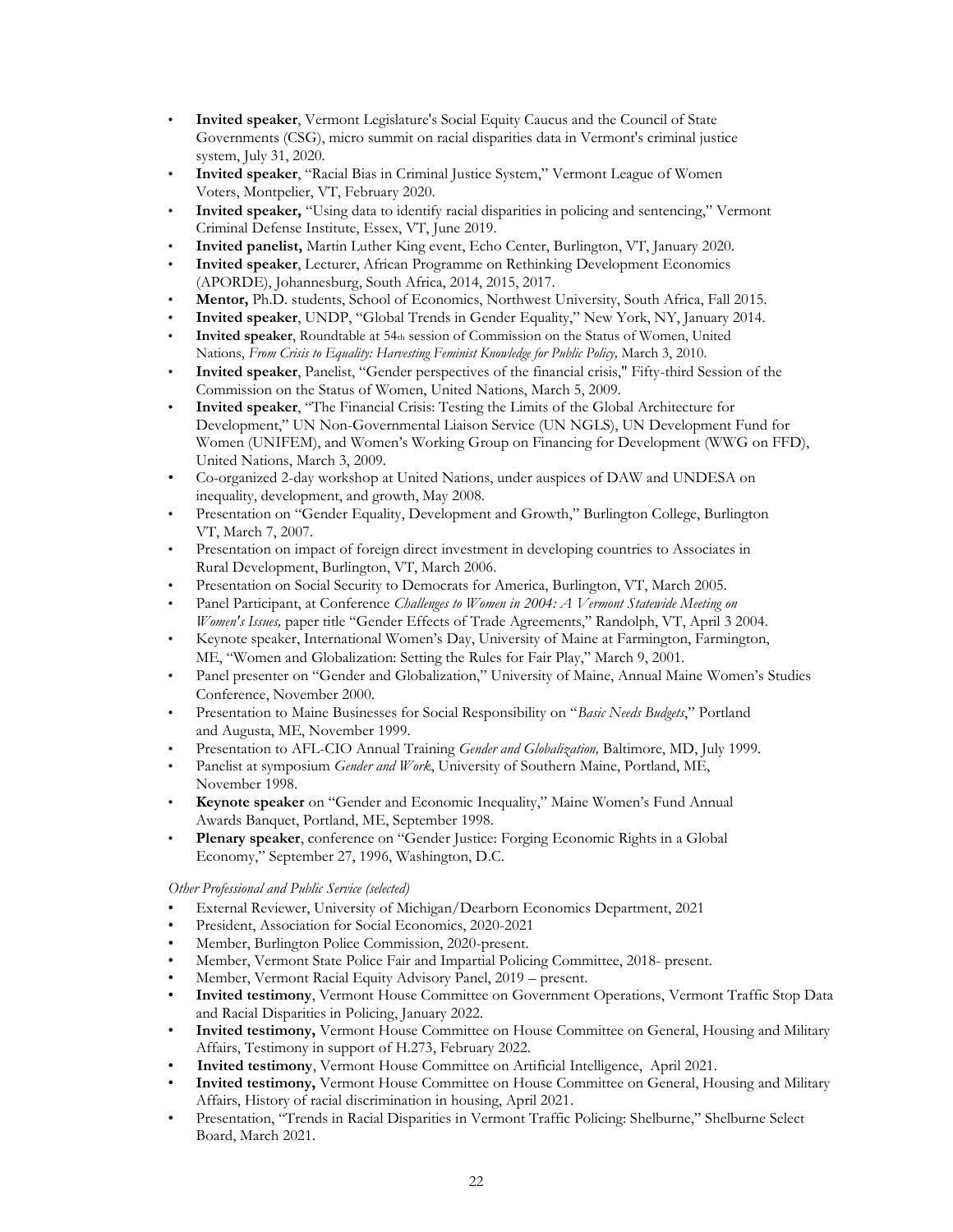- **Invited speaker**, Vermont Legislature's Social Equity Caucus and the Council of State Governments (CSG), micro summit on racial disparities data in Vermont's criminal justice system, July 31, 2020.
- **Invited speaker**, "Racial Bias in Criminal Justice System," Vermont League of Women Voters, Montpelier, VT, February 2020.
- **Invited speaker,** "Using data to identify racial disparities in policing and sentencing," Vermont Criminal Defense Institute, Essex, VT, June 2019.
- **Invited panelist,** Martin Luther King event, Echo Center, Burlington, VT, January 2020.
- **Invited speaker**, Lecturer, African Programme on Rethinking Development Economics (APORDE), Johannesburg, South Africa, 2014, 2015, 2017.
- **Mentor,** Ph.D. students, School of Economics, Northwest University, South Africa, Fall 2015.
- **Invited speaker**, UNDP, "Global Trends in Gender Equality," New York, NY, January 2014.
- **Invited speaker**, Roundtable at 54th session of Commission on the Status of Women, United Nations, *From Crisis to Equality: Harvesting Feminist Knowledge for Public Policy,* March 3, 2010.
- **Invited speaker**, Panelist, "Gender perspectives of the financial crisis," Fifty-third Session of the Commission on the Status of Women, United Nations, March 5, 2009.
- **Invited speaker**, "The Financial Crisis: Testing the Limits of the Global Architecture for Development," UN Non-Governmental Liaison Service (UN NGLS), UN Development Fund for Women (UNIFEM), and Women's Working Group on Financing for Development (WWG on FFD), United Nations, March 3, 2009.
- Co-organized 2-day workshop at United Nations, under auspices of DAW and UNDESA on inequality, development, and growth, May 2008.
- Presentation on "Gender Equality, Development and Growth," Burlington College, Burlington VT, March 7, 2007.
- Presentation on impact of foreign direct investment in developing countries to Associates in Rural Development, Burlington, VT, March 2006.
- Presentation on Social Security to Democrats for America, Burlington, VT, March 2005.
- Panel Participant, at Conference *Challenges to Women in 2004: A Vermont Statewide Meeting on Women's Issues,* paper title "Gender Effects of Trade Agreements," Randolph, VT, April 3 2004.
- Keynote speaker, International Women's Day, University of Maine at Farmington, Farmington, ME, "Women and Globalization: Setting the Rules for Fair Play," March 9, 2001.
- Panel presenter on "Gender and Globalization," University of Maine, Annual Maine Women's Studies Conference, November 2000.
- Presentation to Maine Businesses for Social Responsibility on "*Basic Needs Budgets*," Portland and Augusta, ME, November 1999.
- Presentation to AFL-CIO Annual Training *Gender and Globalization,* Baltimore, MD, July 1999.
- Panelist at symposium *Gender and Work*, University of Southern Maine, Portland, ME, November 1998.
- **Keynote speaker** on "Gender and Economic Inequality," Maine Women's Fund Annual Awards Banquet, Portland, ME, September 1998.
- **Plenary speaker**, conference on "Gender Justice: Forging Economic Rights in a Global Economy," September 27, 1996, Washington, D.C.

*Other Professional and Public Service (selected)*

- External Reviewer, University of Michigan/Dearborn Economics Department, 2021
- President, Association for Social Economics, 2020-2021
- Member, Burlington Police Commission, 2020-present.
- Member, Vermont State Police Fair and Impartial Policing Committee, 2018- present.
- Member, Vermont Racial Equity Advisory Panel, 2019 – present.
- **Invited testimony**, Vermont House Committee on Government Operations, Vermont Traffic Stop Data and Racial Disparities in Policing, January 2022.
- **Invited testimony,** Vermont House Committee on House Committee on General, Housing and Military Affairs, Testimony in support of H.273, February 2022.
- **Invited testimony**, Vermont House Committee on Artificial Intelligence, April 2021.
- **Invited testimony,** Vermont House Committee on House Committee on General, Housing and Military Affairs, History of racial discrimination in housing, April 2021.
- Presentation, "Trends in Racial Disparities in Vermont Traffic Policing: Shelburne," Shelburne Select Board, March 2021.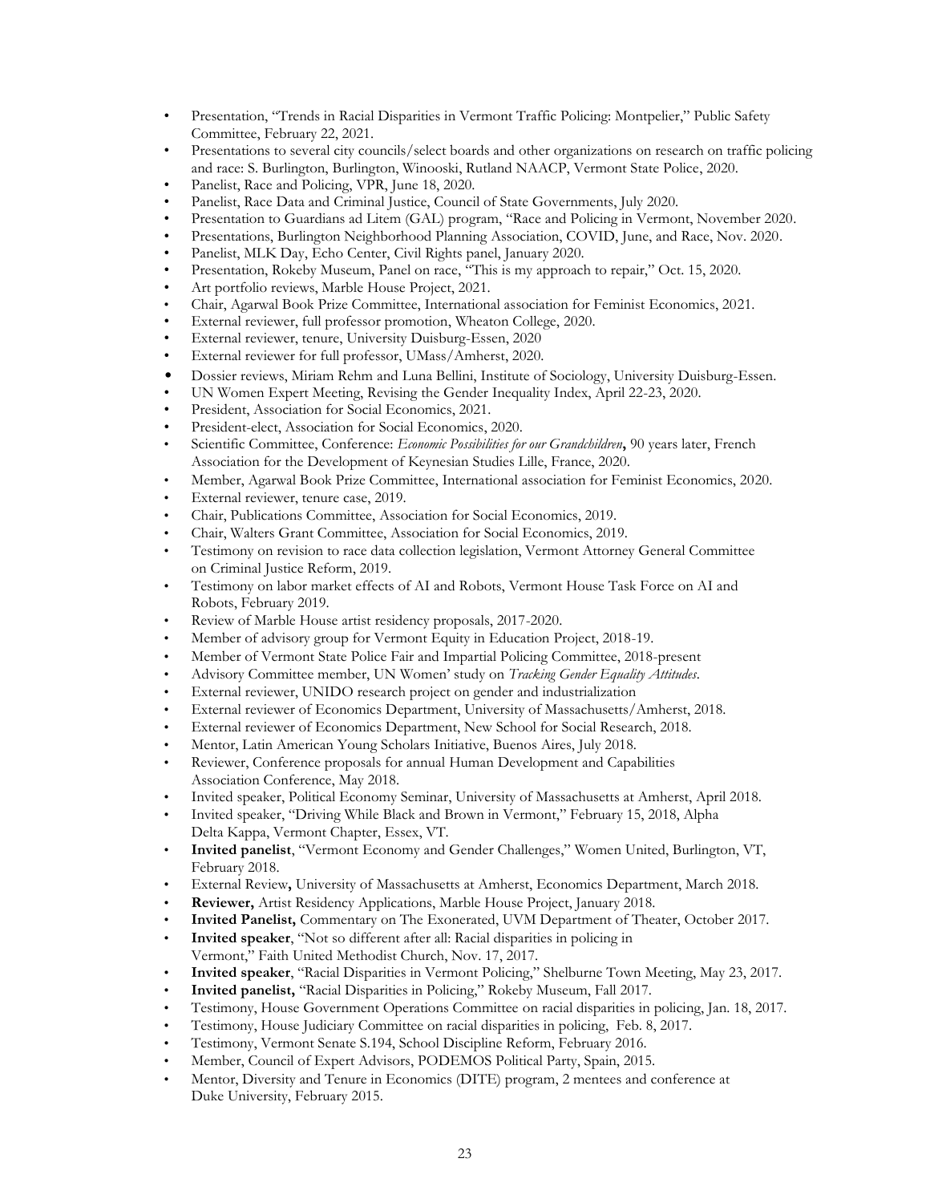- Presentation, "Trends in Racial Disparities in Vermont Traffic Policing: Montpelier," Public Safety Committee, February 22, 2021.
- Presentations to several city councils/select boards and other organizations on research on traffic policing and race: S. Burlington, Burlington, Winooski, Rutland NAACP, Vermont State Police, 2020.
- Panelist, Race and Policing, VPR, June 18, 2020.
- Panelist, Race Data and Criminal Justice, Council of State Governments, July 2020.
- Presentation to Guardians ad Litem (GAL) program, "Race and Policing in Vermont, November 2020.
- Presentations, Burlington Neighborhood Planning Association, COVID, June, and Race, Nov. 2020.
- Panelist, MLK Day, Echo Center, Civil Rights panel, January 2020.
- Presentation, Rokeby Museum, Panel on race, "This is my approach to repair," Oct. 15, 2020.
- Art portfolio reviews, Marble House Project, 2021.
- Chair, Agarwal Book Prize Committee, International association for Feminist Economics, 2021.
- External reviewer, full professor promotion, Wheaton College, 2020.
- External reviewer, tenure, University Duisburg-Essen, 2020
- External reviewer for full professor, UMass/Amherst, 2020.
- Dossier reviews, Miriam Rehm and Luna Bellini, Institute of Sociology, University Duisburg-Essen.
- UN Women Expert Meeting, Revising the Gender Inequality Index, April 22-23, 2020.
- President, Association for Social Economics, 2021.
- President-elect, Association for Social Economics, 2020.
- Scientific Committee, Conference: *Economic Possibilities for our Grandchildren***,** 90 years later, French Association for the Development of Keynesian Studies Lille, France, 2020.
- Member, Agarwal Book Prize Committee, International association for Feminist Economics, 2020.
- External reviewer, tenure case, 2019.
- Chair, Publications Committee, Association for Social Economics, 2019.
- Chair, Walters Grant Committee, Association for Social Economics, 2019.
- Testimony on revision to race data collection legislation, Vermont Attorney General Committee on Criminal Justice Reform, 2019.
- Testimony on labor market effects of AI and Robots, Vermont House Task Force on AI and Robots, February 2019.
- Review of Marble House artist residency proposals, 2017-2020.
- Member of advisory group for Vermont Equity in Education Project, 2018-19.
- Member of Vermont State Police Fair and Impartial Policing Committee, 2018-present
- Advisory Committee member, UN Women' study on *Tracking Gender Equality Attitudes*.
- External reviewer, UNIDO research project on gender and industrialization
- External reviewer of Economics Department, University of Massachusetts/Amherst, 2018.
- External reviewer of Economics Department, New School for Social Research, 2018.
- Mentor, Latin American Young Scholars Initiative, Buenos Aires, July 2018.
- Reviewer, Conference proposals for annual Human Development and Capabilities Association Conference, May 2018.
- Invited speaker, Political Economy Seminar, University of Massachusetts at Amherst, April 2018.
- Invited speaker, "Driving While Black and Brown in Vermont," February 15, 2018, Alpha Delta Kappa, Vermont Chapter, Essex, VT.
- **Invited panelist**, "Vermont Economy and Gender Challenges," Women United, Burlington, VT, February 2018.
- External Review**,** University of Massachusetts at Amherst, Economics Department, March 2018.
- **Reviewer,** Artist Residency Applications, Marble House Project, January 2018.
- **Invited Panelist,** Commentary on The Exonerated, UVM Department of Theater, October 2017.
- **Invited speaker**, "Not so different after all: Racial disparities in policing in Vermont," Faith United Methodist Church, Nov. 17, 2017.
- **Invited speaker**, "Racial Disparities in Vermont Policing," Shelburne Town Meeting, May 23, 2017.
- **Invited panelist,** "Racial Disparities in Policing," Rokeby Museum, Fall 2017.
- Testimony, House Government Operations Committee on racial disparities in policing, Jan. 18, 2017.
- Testimony, House Judiciary Committee on racial disparities in policing, Feb. 8, 2017.
- Testimony, Vermont Senate S.194, School Discipline Reform, February 2016.
- Member, Council of Expert Advisors, PODEMOS Political Party, Spain, 2015.
- Mentor, Diversity and Tenure in Economics (DITE) program, 2 mentees and conference at Duke University, February 2015.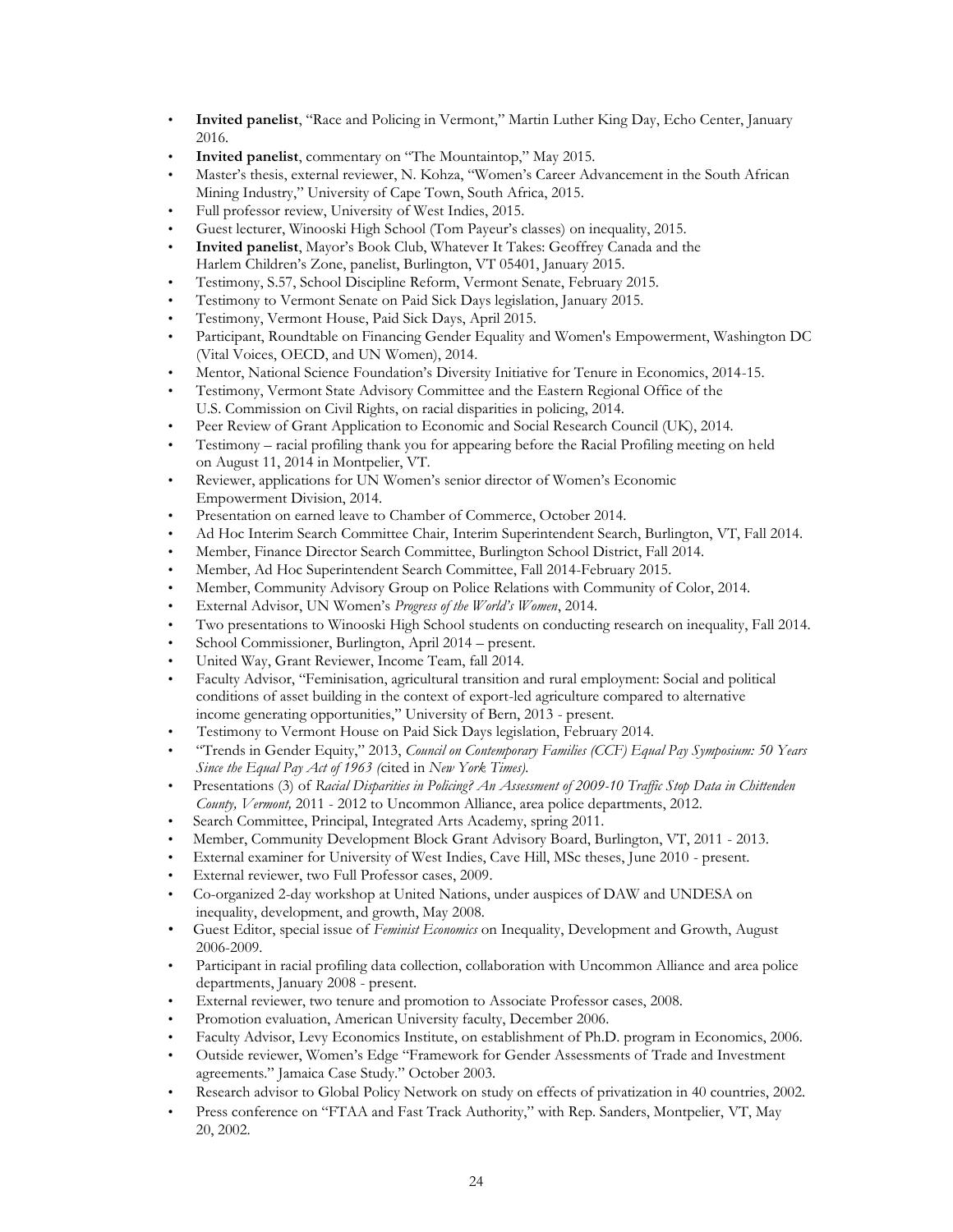- **Invited panelist**, "Race and Policing in Vermont," Martin Luther King Day, Echo Center, January 2016.
- **Invited panelist**, commentary on "The Mountaintop," May 2015.
- Master's thesis, external reviewer, N. Kohza, "Women's Career Advancement in the South African Mining Industry," University of Cape Town, South Africa, 2015.
- Full professor review, University of West Indies, 2015.
- Guest lecturer, Winooski High School (Tom Payeur's classes) on inequality, 2015.
- **Invited panelist**, Mayor's Book Club, Whatever It Takes: Geoffrey Canada and the Harlem Children's Zone, panelist, Burlington, VT 05401, January 2015.
- Testimony, S.57, School Discipline Reform, Vermont Senate, February 2015.
- Testimony to Vermont Senate on Paid Sick Days legislation, January 2015.
- Testimony, Vermont House, Paid Sick Days, April 2015.
- Participant, Roundtable on Financing Gender Equality and Women's Empowerment, Washington DC (Vital Voices, OECD, and UN Women), 2014.
- Mentor, National Science Foundation's Diversity Initiative for Tenure in Economics, 2014-15.
- Testimony, Vermont State Advisory Committee and the Eastern Regional Office of the U.S. Commission on Civil Rights, on racial disparities in policing, 2014.
- Peer Review of Grant Application to Economic and Social Research Council (UK), 2014.
- Testimony – racial profiling thank you for appearing before the Racial Profiling meeting on held on August 11, 2014 in Montpelier, VT.
- Reviewer, applications for UN Women's senior director of Women's Economic Empowerment Division, 2014.
- Presentation on earned leave to Chamber of Commerce, October 2014.
- Ad Hoc Interim Search Committee Chair, Interim Superintendent Search, Burlington, VT, Fall 2014.
- Member, Finance Director Search Committee, Burlington School District, Fall 2014.
- Member, Ad Hoc Superintendent Search Committee, Fall 2014-February 2015.
- Member, Community Advisory Group on Police Relations with Community of Color, 2014.
- External Advisor, UN Women's *Progress of the World's Women*, 2014.
- Two presentations to Winooski High School students on conducting research on inequality, Fall 2014.
- School Commissioner, Burlington, April 2014 – present.
- United Way, Grant Reviewer, Income Team, fall 2014.
- Faculty Advisor, "Feminisation, agricultural transition and rural employment: Social and political conditions of asset building in the context of export-led agriculture compared to alternative income generating opportunities," University of Bern, 2013 - present.
- Testimony to Vermont House on Paid Sick Days legislation, February 2014.
- "Trends in Gender Equity," 2013, *Council on Contemporary Families (CCF) Equal Pay Symposium: 50 Years Since the Equal Pay Act of 1963 (*cited in *New York Times).*
- Presentations (3) of *Racial Disparities in Policing? An Assessment of 2009-10 Traffic Stop Data in Chittenden County, Vermont,* 2011 - 2012 to Uncommon Alliance, area police departments, 2012.
- Search Committee, Principal, Integrated Arts Academy, spring 2011.
- Member, Community Development Block Grant Advisory Board, Burlington, VT, 2011 - 2013.
- External examiner for University of West Indies, Cave Hill, MSc theses, June 2010 - present.
- External reviewer, two Full Professor cases, 2009.
- Co-organized 2-day workshop at United Nations, under auspices of DAW and UNDESA on inequality, development, and growth, May 2008.
- Guest Editor, special issue of *Feminist Economics* on Inequality, Development and Growth, August 2006-2009.
- Participant in racial profiling data collection, collaboration with Uncommon Alliance and area police departments, January 2008 - present.
- External reviewer, two tenure and promotion to Associate Professor cases, 2008.
- Promotion evaluation, American University faculty, December 2006.
- Faculty Advisor, Levy Economics Institute, on establishment of Ph.D. program in Economics, 2006.
- Outside reviewer, Women's Edge "Framework for Gender Assessments of Trade and Investment agreements." Jamaica Case Study." October 2003.
- Research advisor to Global Policy Network on study on effects of privatization in 40 countries, 2002.
- Press conference on "FTAA and Fast Track Authority," with Rep. Sanders, Montpelier, VT, May 20, 2002.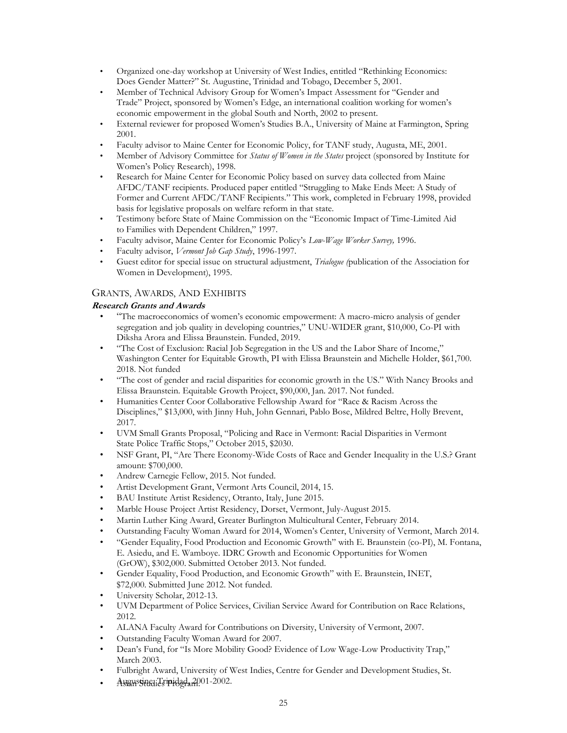- Organized one-day workshop at University of West Indies, entitled "Rethinking Economics: Does Gender Matter?" St. Augustine, Trinidad and Tobago, December 5, 2001.
- Member of Technical Advisory Group for Women's Impact Assessment for "Gender and Trade" Project, sponsored by Women's Edge, an international coalition working for women's economic empowerment in the global South and North, 2002 to present.
- External reviewer for proposed Women's Studies B.A., University of Maine at Farmington, Spring 2001.
- Faculty advisor to Maine Center for Economic Policy, for TANF study, Augusta, ME, 2001.
- Member of Advisory Committee for *Status of Women in the States* project (sponsored by Institute for Women's Policy Research), 1998.
- Research for Maine Center for Economic Policy based on survey data collected from Maine AFDC/TANF recipients. Produced paper entitled "Struggling to Make Ends Meet: A Study of Former and Current AFDC/TANF Recipients." This work, completed in February 1998, provided basis for legislative proposals on welfare reform in that state.
- Testimony before State of Maine Commission on the "Economic Impact of Time-Limited Aid to Families with Dependent Children," 1997.
- Faculty advisor, Maine Center for Economic Policy's *Low-Wage Worker Survey,* 1996.
- Faculty advisor, *Vermont Job Gap Study*, 1996-1997.
- Guest editor for special issue on structural adjustment, *Trialogue (*publication of the Association for Women in Development), 1995.

## Grants, Awards, And Exhibits

**Research Grants and Awards**

- "The macroeconomics of women's economic empowerment: A macro-micro analysis of gender segregation and job quality in developing countries," UNU-WIDER grant, $10,000, Co-PI with Diksha Arora and Elissa Braunstein. Funded, 2019.
- "The Cost of Exclusion: Racial Job Segregation in the US and the Labor Share of Income," Washington Center for Equitable Growth, PI with Elissa Braunstein and Michelle Holder, $61,700. 2018. Not funded
- "The cost of gender and racial disparities for economic growth in the US." With Nancy Brooks and Elissa Braunstein. Equitable Growth Project, $90,000, Jan. 2017. Not funded.
- Humanities Center Coor Collaborative Fellowship Award for "Race & Racism Across the Disciplines," $13,000, with Jinny Huh, John Gennari, Pablo Bose, Mildred Beltre, Holly Brevent, 2017.
- UVM Small Grants Proposal, "Policing and Race in Vermont: Racial Disparities in Vermont State Police Traffic Stops," October 2015, $2030.
- NSF Grant, PI, "Are There Economy-Wide Costs of Race and Gender Inequality in the U.S.? Grant amount: $700,000.
- Andrew Carnegie Fellow, 2015. Not funded.
- Artist Development Grant, Vermont Arts Council, 2014, 15.
- BAU Institute Artist Residency, Otranto, Italy, June 2015.
- Marble House Project Artist Residency, Dorset, Vermont, July-August 2015.
- Martin Luther King Award, Greater Burlington Multicultural Center, February 2014.
- Outstanding Faculty Woman Award for 2014, Women's Center, University of Vermont, March 2014.
- "Gender Equality, Food Production and Economic Growth" with E. Braunstein (co-PI), M. Fontana, E. Asiedu, and E. Wamboye. IDRC Growth and Economic Opportunities for Women (GrOW), $302,000. Submitted October 2013. Not funded.
- Gender Equality, Food Production, and Economic Growth" with E. Braunstein, INET, $72,000. Submitted June 2012. Not funded.
- University Scholar, 2012-13.
- UVM Department of Police Services, Civilian Service Award for Contribution on Race Relations, 2012.
- ALANA Faculty Award for Contributions on Diversity, University of Vermont, 2007.
- Outstanding Faculty Woman Award for 2007.
- Dean's Fund, for "Is More Mobility Good? Evidence of Low Wage-Low Productivity Trap," March 2003.
- Fulbright Award, University of West Indies, Centre for Gender and Development Studies, St. Augustine, Trinidad, 2001-2002.
- Asian Studies Program.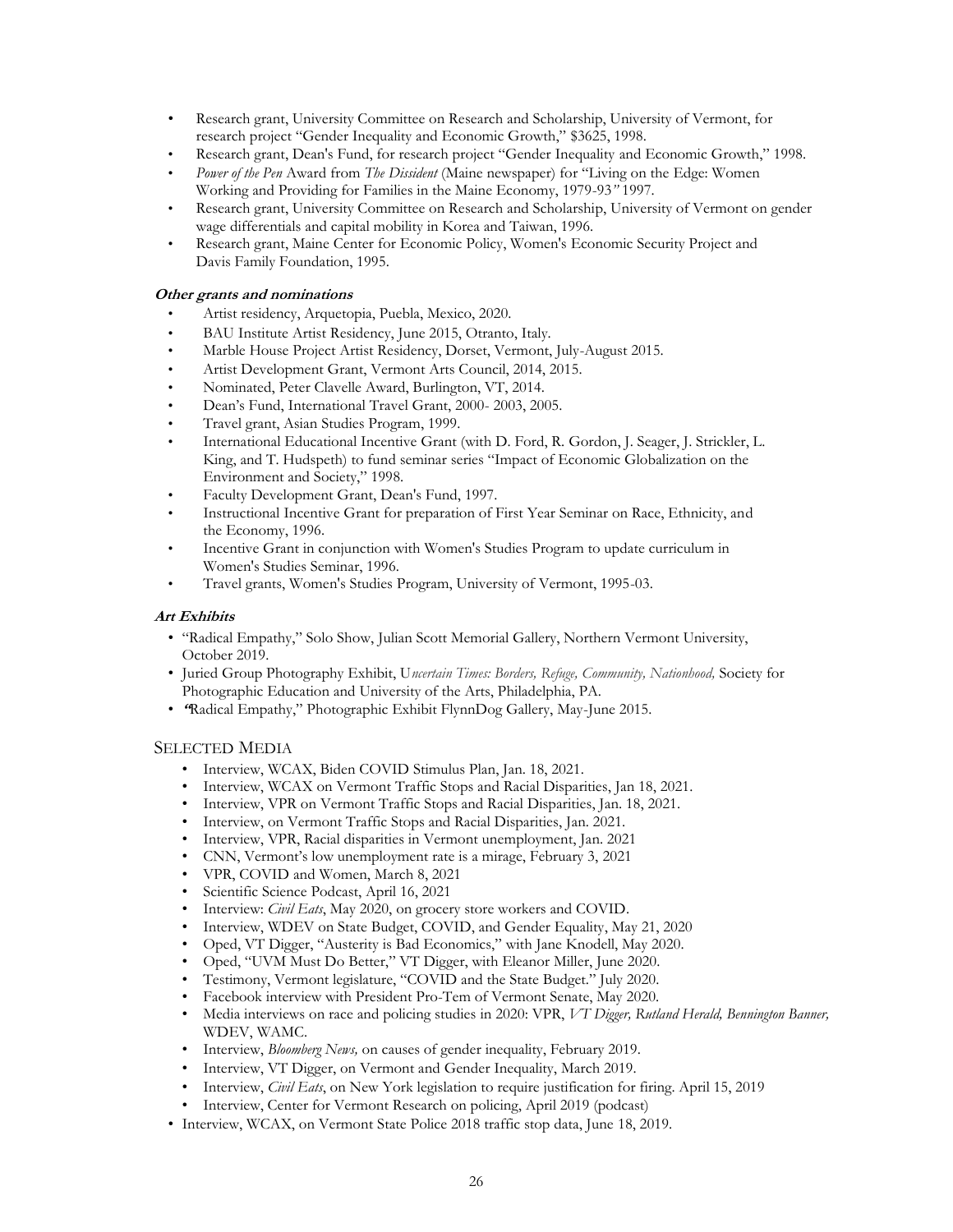- Research grant, University Committee on Research and Scholarship, University of Vermont, for research project "Gender Inequality and Economic Growth," $3625, 1998.
- Research grant, Dean's Fund, for research project "Gender Inequality and Economic Growth," 1998.
- *Power of the Pen* Award from *The Dissident* (Maine newspaper) for "Living on the Edge: Women Working and Providing for Families in the Maine Economy, 1979-93" 1997.
- Research grant, University Committee on Research and Scholarship, University of Vermont on gender wage differentials and capital mobility in Korea and Taiwan, 1996.
- Research grant, Maine Center for Economic Policy, Women's Economic Security Project and Davis Family Foundation, 1995.

***Other grants and nominations***

- Artist residency, Arquetopia, Puebla, Mexico, 2020.
- BAU Institute Artist Residency, June 2015, Otranto, Italy.
- Marble House Project Artist Residency, Dorset, Vermont, July-August 2015.
- Artist Development Grant, Vermont Arts Council, 2014, 2015.
- Nominated, Peter Clavelle Award, Burlington, VT, 2014.
- Dean's Fund, International Travel Grant, 2000- 2003, 2005.
- Travel grant, Asian Studies Program, 1999.
- International Educational Incentive Grant (with D. Ford, R. Gordon, J. Seager, J. Strickler, L. King, and T. Hudspeth) to fund seminar series "Impact of Economic Globalization on the Environment and Society," 1998.
- Faculty Development Grant, Dean's Fund, 1997.
- Instructional Incentive Grant for preparation of First Year Seminar on Race, Ethnicity, and the Economy, 1996.
- Incentive Grant in conjunction with Women's Studies Program to update curriculum in Women's Studies Seminar, 1996.
- Travel grants, Women's Studies Program, University of Vermont, 1995-03.

***Art Exhibits***

- "Radical Empathy," Solo Show, Julian Scott Memorial Gallery, Northern Vermont University, October 2019.
- Juried Group Photography Exhibit, U*ncertain Times: Borders, Refuge, Community, Nationhood,* Society for Photographic Education and University of the Arts, Philadelphia, PA.
- "Radical Empathy," Photographic Exhibit FlynnDog Gallery, May-June 2015.

## SELECTED MEDIA

- Interview, WCAX, Biden COVID Stimulus Plan, Jan. 18, 2021.
- Interview, WCAX on Vermont Traffic Stops and Racial Disparities, Jan 18, 2021.
- Interview, VPR on Vermont Traffic Stops and Racial Disparities, Jan. 18, 2021.
- Interview, on Vermont Traffic Stops and Racial Disparities, Jan. 2021.
- Interview, VPR, Racial disparities in Vermont unemployment, Jan. 2021
- CNN, Vermont's low unemployment rate is a mirage, February 3, 2021
- VPR, COVID and Women, March 8, 2021
- Scientific Science Podcast, April 16, 2021
- Interview: *Civil Eats*, May 2020, on grocery store workers and COVID.
- Interview, WDEV on State Budget, COVID, and Gender Equality, May 21, 2020
- Oped, VT Digger, "Austerity is Bad Economics," with Jane Knodell, May 2020.
- Oped, "UVM Must Do Better," VT Digger, with Eleanor Miller, June 2020.
- Testimony, Vermont legislature, "COVID and the State Budget." July 2020.
- Facebook interview with President Pro-Tem of Vermont Senate, May 2020.
- Media interviews on race and policing studies in 2020: VPR, *VT Digger, Rutland Herald, Bennington Banner,* WDEV, WAMC.
- Interview, *Bloomberg News,* on causes of gender inequality, February 2019.
- Interview, VT Digger, on Vermont and Gender Inequality, March 2019.
- Interview, *Civil Eats*, on New York legislation to require justification for firing. April 15, 2019
- Interview, Center for Vermont Research on policing, April 2019 (podcast)
- Interview, WCAX, on Vermont State Police 2018 traffic stop data, June 18, 2019.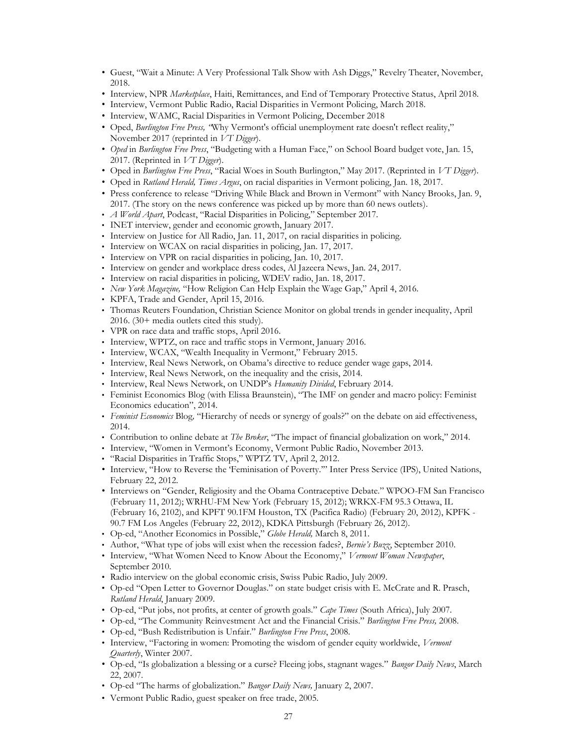- Guest, "Wait a Minute: A Very Professional Talk Show with Ash Diggs," Revelry Theater, November, 2018.
- Interview, NPR *Marketplace*, Haiti, Remittances, and End of Temporary Protective Status, April 2018.
- Interview, Vermont Public Radio, Racial Disparities in Vermont Policing, March 2018.
- Interview, WAMC, Racial Disparities in Vermont Policing, December 2018
- Oped, *Burlington Free Press, "*Why Vermont's official unemployment rate doesn't reflect reality," November 2017 (reprinted in *VT Digger*).
- *Oped* in *Burlington Free Press*, "Budgeting with a Human Face," on School Board budget vote, Jan. 15, 2017. (Reprinted in *VT Digger*).
- Oped in *Burlington Free Press*, "Racial Woes in South Burlington," May 2017. (Reprinted in *VT Digger*).
- Oped in *Rutland Herald, Times Argus*, on racial disparities in Vermont policing, Jan. 18, 2017.
- Press conference to release "Driving While Black and Brown in Vermont" with Nancy Brooks, Jan. 9, 2017. (The story on the news conference was picked up by more than 60 news outlets).
- *A World Apart*, Podcast, "Racial Disparities in Policing," September 2017.
- INET interview, gender and economic growth, January 2017.
- Interview on Justice for All Radio, Jan. 11, 2017, on racial disparities in policing.
- Interview on WCAX on racial disparities in policing, Jan. 17, 2017.
- Interview on VPR on racial disparities in policing, Jan. 10, 2017.
- Interview on gender and workplace dress codes, Al Jazeera News, Jan. 24, 2017.
- Interview on racial disparities in policing, WDEV radio, Jan. 18, 2017.
- *New York Magazine,* "How Religion Can Help Explain the Wage Gap," April 4, 2016.
- KPFA, Trade and Gender, April 15, 2016.
- Thomas Reuters Foundation, Christian Science Monitor on global trends in gender inequality, April 2016. (30+ media outlets cited this study).
- VPR on race data and traffic stops, April 2016.
- Interview, WPTZ, on race and traffic stops in Vermont, January 2016.
- Interview, WCAX, "Wealth Inequality in Vermont," February 2015.
- Interview, Real News Network, on Obama's directive to reduce gender wage gaps, 2014.
- Interview, Real News Network, on the inequality and the crisis, 2014.
- Interview, Real News Network, on UNDP's *Humanity Divided*, February 2014.
- Feminist Economics Blog (with Elissa Braunstein), "The IMF on gender and macro policy: Feminist Economics education", 2014.
- *Feminist Economics* Blog*,* "Hierarchy of needs or synergy of goals?" on the debate on aid effectiveness, 2014.
- Contribution to online debate at *The Broker*, "The impact of financial globalization on work," 2014.
- Interview, "Women in Vermont's Economy, Vermont Public Radio, November 2013.
- "Racial Disparities in Traffic Stops," WPTZ TV, April 2, 2012.
- Interview, "How to Reverse the 'Feminisation of Poverty.'" Inter Press Service (IPS), United Nations, February 22, 2012.
- Interviews on "Gender, Religiosity and the Obama Contraceptive Debate." WPOO-FM San Francisco (February 11, 2012); WRHU-FM New York (February 15, 2012); WRKX-FM 95.3 Ottawa, IL (February 16, 2102), and KPFT 90.1FM Houston, TX (Pacifica Radio) (February 20, 2012), KPFK - 90.7 FM Los Angeles (February 22, 2012), KDKA Pittsburgh (February 26, 2012).
- Op-ed, "Another Economics in Possible," *Globe Herald,* March 8, 2011.
- Author, "What type of jobs will exist when the recession fades?, *Bernie's Buzz*, September 2010.
- Interview, "What Women Need to Know About the Economy," *Vermont Woman Newspaper*, September 2010.
- Radio interview on the global economic crisis, Swiss Pubic Radio, July 2009.
- Op-ed "Open Letter to Governor Douglas." on state budget crisis with E. McCrate and R. Prasch, *Rutland Herald*, January 2009.
- Op-ed, "Put jobs, not profits, at center of growth goals." *Cape Times* (South Africa), July 2007.
- Op-ed, "The Community Reinvestment Act and the Financial Crisis." *Burlington Free Press,* 2008.
- Op-ed, "Bush Redistribution is Unfair." *Burlington Free Press*, 2008.
- Interview, "Factoring in women: Promoting the wisdom of gender equity worldwide, *Vermont Quarterly*, Winter 2007.
- Op-ed, "Is globalization a blessing or a curse? Fleeing jobs, stagnant wages." *Bangor Daily News*, March 22, 2007.
- Op-ed "The harms of globalization." *Bangor Daily News,* January 2, 2007.
- Vermont Public Radio, guest speaker on free trade, 2005.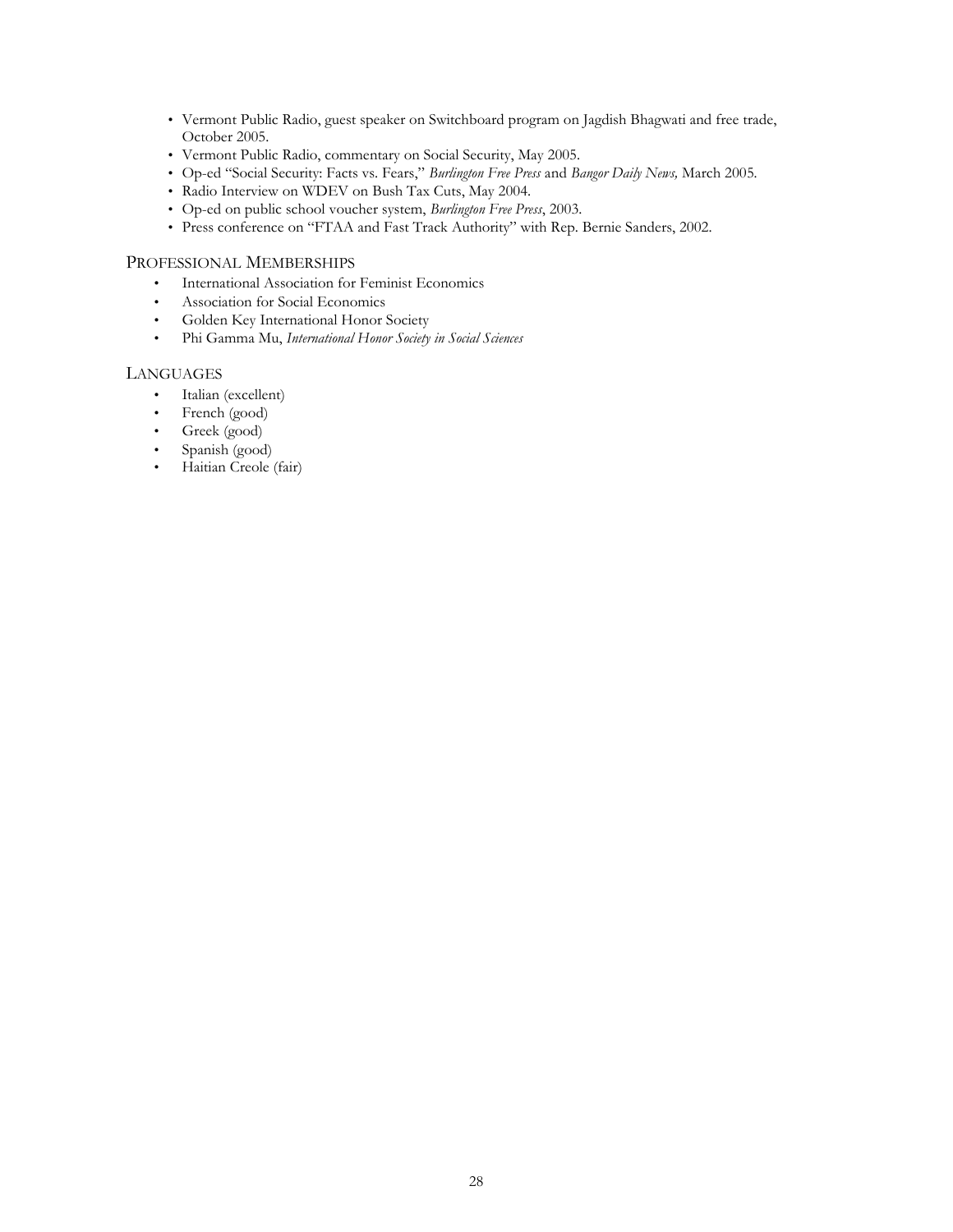- Vermont Public Radio, guest speaker on Switchboard program on Jagdish Bhagwati and free trade, October 2005.
- Vermont Public Radio, commentary on Social Security, May 2005.
- Op-ed "Social Security: Facts vs. Fears," *Burlington Free Press* and *Bangor Daily News,* March 2005.
- Radio Interview on WDEV on Bush Tax Cuts, May 2004.
- Op-ed on public school voucher system, *Burlington Free Press*, 2003.
- Press conference on "FTAA and Fast Track Authority" with Rep. Bernie Sanders, 2002.

## PROFESSIONAL MEMBERSHIPS

- International Association for Feminist Economics
- Association for Social Economics
- Golden Key International Honor Society
- Phi Gamma Mu, *International Honor Society in Social Sciences*

## LANGUAGES

- Italian (excellent)
- French (good)
- Greek (good)
- Spanish (good)
- Haitian Creole (fair)